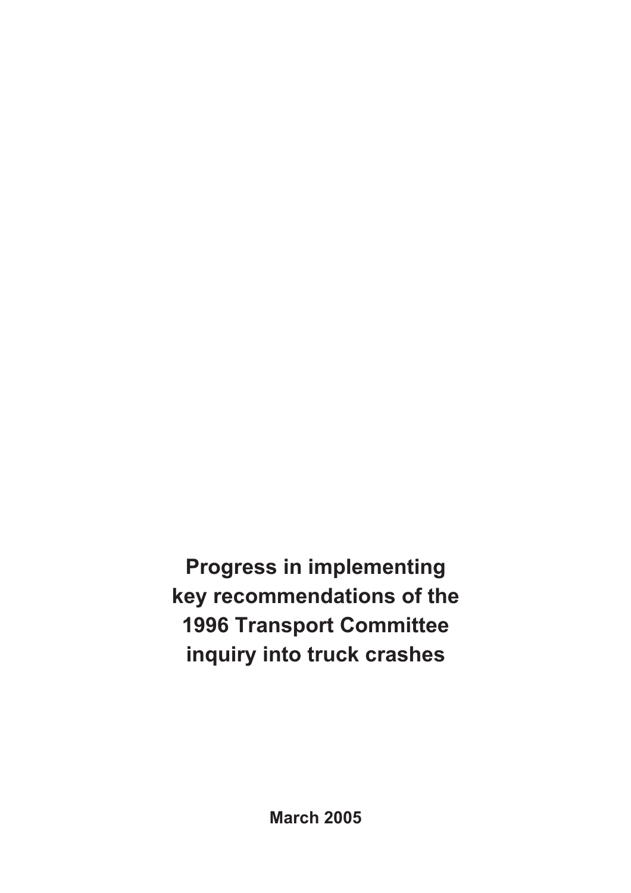# Progress in implementing key recommendations of the 1996 Transport Committee inquiry into truck crashes

**March 2005**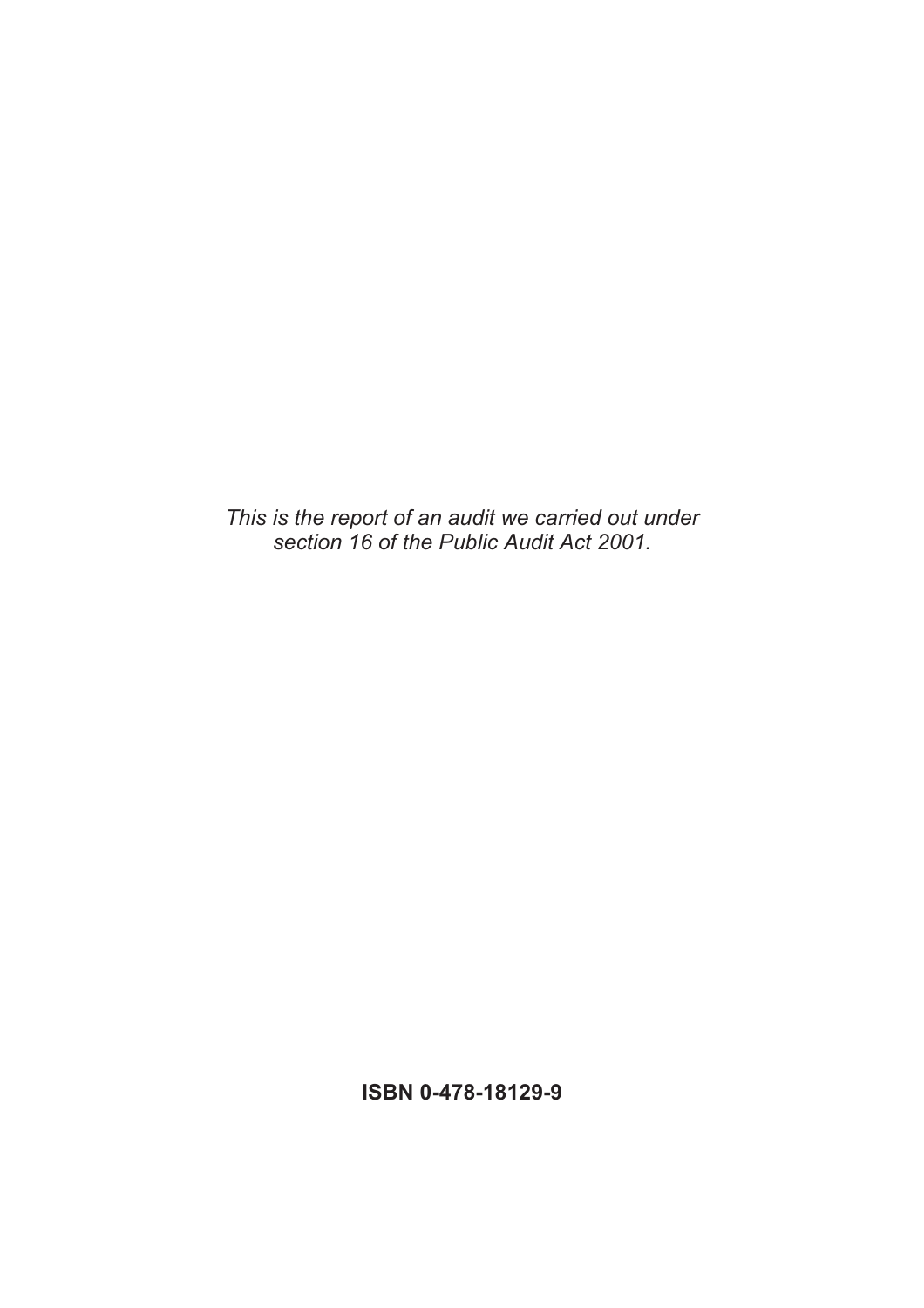*This is the report of an audit we carried out under section 16 of the Public Audit Act 2001.*

**ISBN 0-478-18129-9**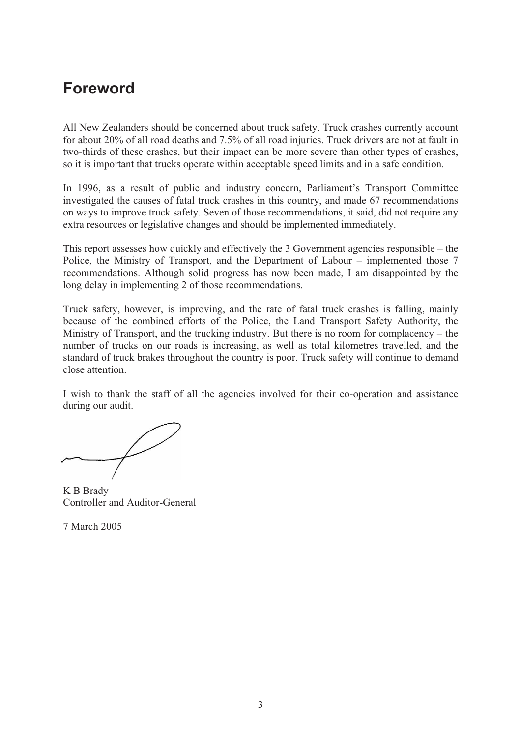# Foreword

All New Zealanders should be concerned about truck safety. Truck crashes currently account for about 20% of all road deaths and 7.5% of all road injuries. Truck drivers are not at fault in two-thirds of these crashes, but their impact can be more severe than other types of crashes, so it is important that trucks operate within acceptable speed limits and in a safe condition.

In 1996, as a result of public and industry concern, Parliament's Transport Committee investigated the causes of fatal truck crashes in this country, and made 67 recommendations on ways to improve truck safety. Seven of those recommendations, it said, did not require any extra resources or legislative changes and should be implemented immediately.

This report assesses how quickly and effectively the 3 Government agencies responsible – the Police, the Ministry of Transport, and the Department of Labour – implemented those 7 recommendations. Although solid progress has now been made, I am disappointed by the long delay in implementing 2 of those recommendations.

Truck safety, however, is improving, and the rate of fatal truck crashes is falling, mainly because of the combined efforts of the Police, the Land Transport Safety Authority, the Ministry of Transport, and the trucking industry. But there is no room for complacency – the number of trucks on our roads is increasing, as well as total kilometres travelled, and the standard of truck brakes throughout the country is poor. Truck safety will continue to demand close attention.

I wish to thank the staff of all the agencies involved for their co-operation and assistance during our audit.

K B Brady
Controller and Auditor-General

7 March 2005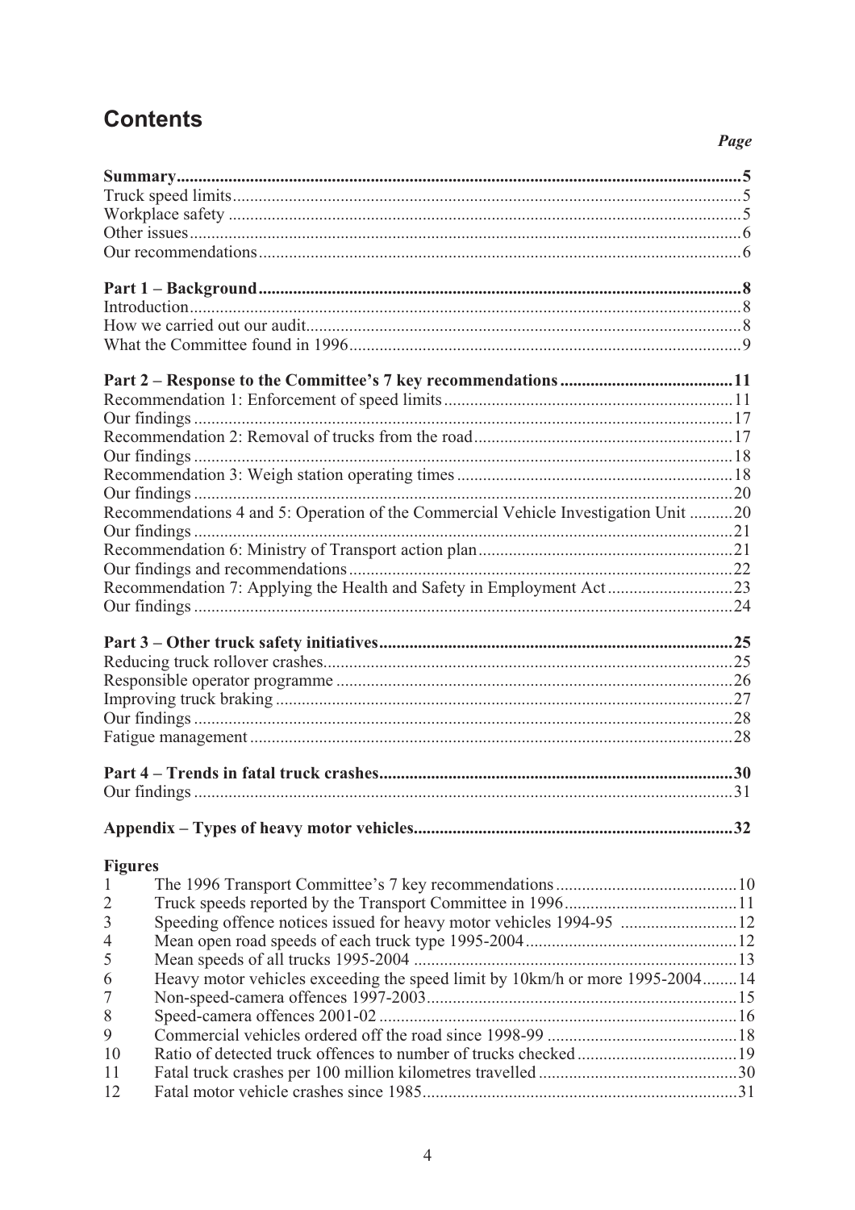# Contents

*Page*

| | |
|---|---|
| **Summary** | **5** |
| Truck speed limits | 5 |
| Workplace safety | 5 |
| Other issues | 6 |
| Our recommendations | 6 |
| | |
| **Part 1 – Background** | **8** |
| Introduction | 8 |
| How we carried out our audit | 8 |
| What the Committee found in 1996 | 9 |
| | |
| **Part 2 – Response to the Committee's 7 key recommendations** | **11** |
| Recommendation 1: Enforcement of speed limits | 11 |
| Our findings | 17 |
| Recommendation 2: Removal of trucks from the road | 17 |
| Our findings | 18 |
| Recommendation 3: Weigh station operating times | 18 |
| Our findings | 20 |
| Recommendations 4 and 5: Operation of the Commercial Vehicle Investigation Unit | 20 |
| Our findings | 21 |
| Recommendation 6: Ministry of Transport action plan | 21 |
| Our findings and recommendations | 22 |
| Recommendation 7: Applying the Health and Safety in Employment Act | 23 |
| Our findings | 24 |
| | |
| **Part 3 – Other truck safety initiatives** | **25** |
| Reducing truck rollover crashes | 25 |
| Responsible operator programme | 26 |
| Improving truck braking | 27 |
| Our findings | 28 |
| Fatigue management | 28 |
| | |
| **Part 4 – Trends in fatal truck crashes** | **30** |
| Our findings | 31 |
| | |
| **Appendix – Types of heavy motor vehicles** | **32** |

**Figures**

| | | |
|---|---|---|
| 1 | The 1996 Transport Committee's 7 key recommendations | 10 |
| 2 | Truck speeds reported by the Transport Committee in 1996 | 11 |
| 3 | Speeding offence notices issued for heavy motor vehicles 1994-95 | 12 |
| 4 | Mean open road speeds of each truck type 1995-2004 | 12 |
| 5 | Mean speeds of all trucks 1995-2004 | 13 |
| 6 | Heavy motor vehicles exceeding the speed limit by 10km/h or more 1995-2004 | 14 |
| 7 | Non-speed-camera offences 1997-2003 | 15 |
| 8 | Speed-camera offences 2001-02 | 16 |
| 9 | Commercial vehicles ordered off the road since 1998-99 | 18 |
| 10 | Ratio of detected truck offences to number of trucks checked | 19 |
| 11 | Fatal truck crashes per 100 million kilometres travelled | 30 |
| 12 | Fatal motor vehicle crashes since 1985 | 31 |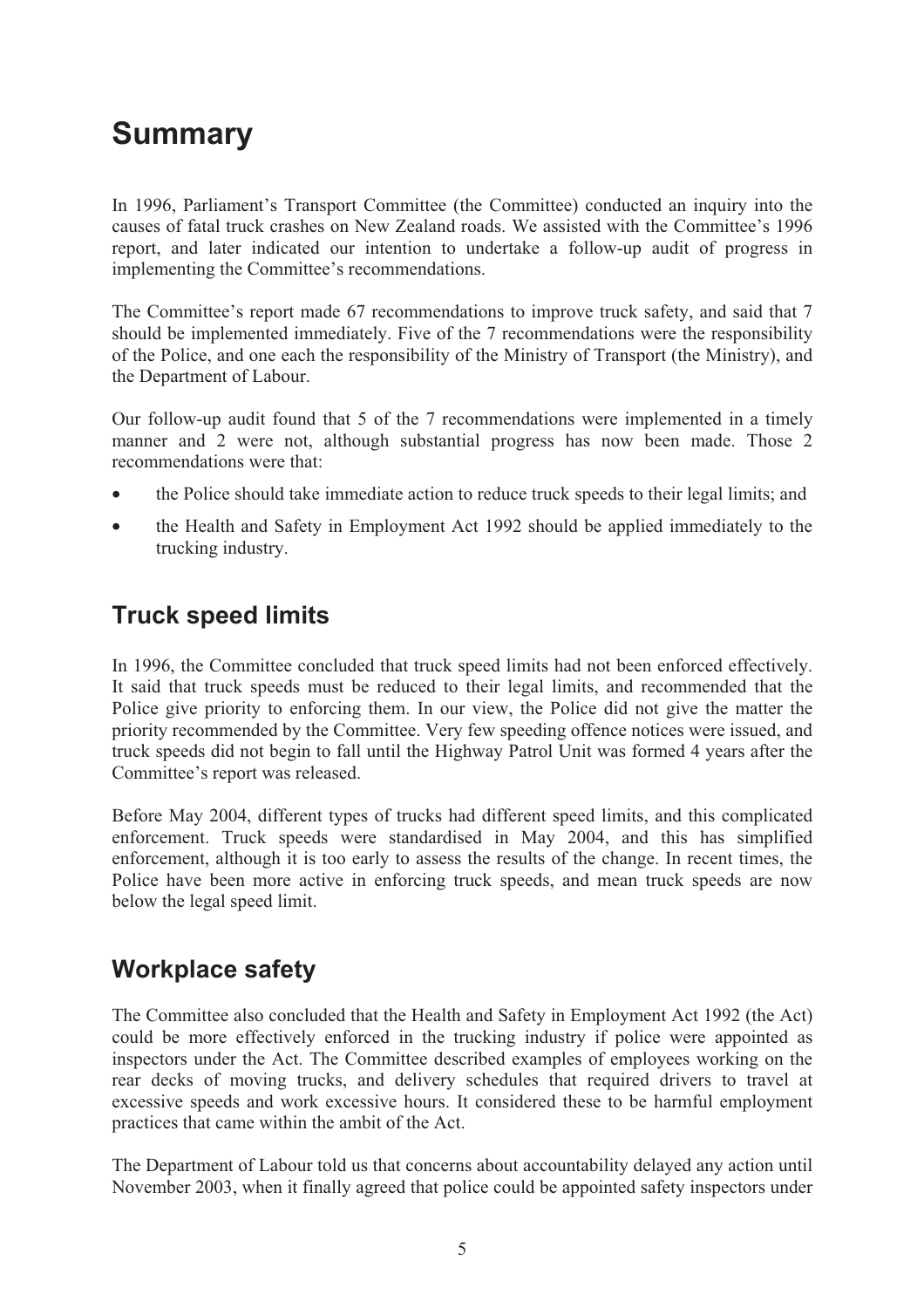# Summary

In 1996, Parliament's Transport Committee (the Committee) conducted an inquiry into the causes of fatal truck crashes on New Zealand roads. We assisted with the Committee's 1996 report, and later indicated our intention to undertake a follow-up audit of progress in implementing the Committee's recommendations.

The Committee's report made 67 recommendations to improve truck safety, and said that 7 should be implemented immediately. Five of the 7 recommendations were the responsibility of the Police, and one each the responsibility of the Ministry of Transport (the Ministry), and the Department of Labour.

Our follow-up audit found that 5 of the 7 recommendations were implemented in a timely manner and 2 were not, although substantial progress has now been made. Those 2 recommendations were that:

- the Police should take immediate action to reduce truck speeds to their legal limits; and
- the Health and Safety in Employment Act 1992 should be applied immediately to the trucking industry.

## Truck speed limits

In 1996, the Committee concluded that truck speed limits had not been enforced effectively. It said that truck speeds must be reduced to their legal limits, and recommended that the Police give priority to enforcing them. In our view, the Police did not give the matter the priority recommended by the Committee. Very few speeding offence notices were issued, and truck speeds did not begin to fall until the Highway Patrol Unit was formed 4 years after the Committee's report was released.

Before May 2004, different types of trucks had different speed limits, and this complicated enforcement. Truck speeds were standardised in May 2004, and this has simplified enforcement, although it is too early to assess the results of the change. In recent times, the Police have been more active in enforcing truck speeds, and mean truck speeds are now below the legal speed limit.

## Workplace safety

The Committee also concluded that the Health and Safety in Employment Act 1992 (the Act) could be more effectively enforced in the trucking industry if police were appointed as inspectors under the Act. The Committee described examples of employees working on the rear decks of moving trucks, and delivery schedules that required drivers to travel at excessive speeds and work excessive hours. It considered these to be harmful employment practices that came within the ambit of the Act.

The Department of Labour told us that concerns about accountability delayed any action until November 2003, when it finally agreed that police could be appointed safety inspectors under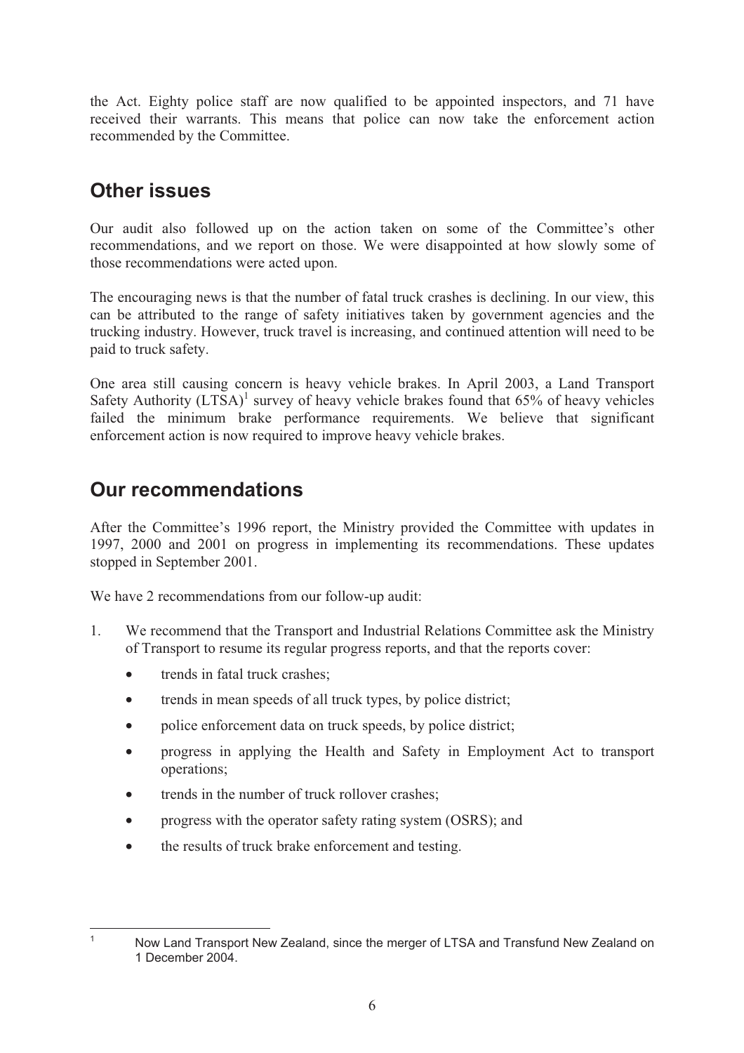the Act. Eighty police staff are now qualified to be appointed inspectors, and 71 have received their warrants. This means that police can now take the enforcement action recommended by the Committee.

## Other issues

Our audit also followed up on the action taken on some of the Committee's other recommendations, and we report on those. We were disappointed at how slowly some of those recommendations were acted upon.

The encouraging news is that the number of fatal truck crashes is declining. In our view, this can be attributed to the range of safety initiatives taken by government agencies and the trucking industry. However, truck travel is increasing, and continued attention will need to be paid to truck safety.

One area still causing concern is heavy vehicle brakes. In April 2003, a Land Transport Safety Authority (LTSA)[1] survey of heavy vehicle brakes found that 65% of heavy vehicles failed the minimum brake performance requirements. We believe that significant enforcement action is now required to improve heavy vehicle brakes.

## Our recommendations

After the Committee's 1996 report, the Ministry provided the Committee with updates in 1997, 2000 and 2001 on progress in implementing its recommendations. These updates stopped in September 2001.

We have 2 recommendations from our follow-up audit:

1. We recommend that the Transport and Industrial Relations Committee ask the Ministry of Transport to resume its regular progress reports, and that the reports cover:
   - trends in fatal truck crashes;
   - trends in mean speeds of all truck types, by police district;
   - police enforcement data on truck speeds, by police district;
   - progress in applying the Health and Safety in Employment Act to transport operations;
   - trends in the number of truck rollover crashes;
   - progress with the operator safety rating system (OSRS); and
   - the results of truck brake enforcement and testing.

[1] Now Land Transport New Zealand, since the merger of LTSA and Transfund New Zealand on 1 December 2004.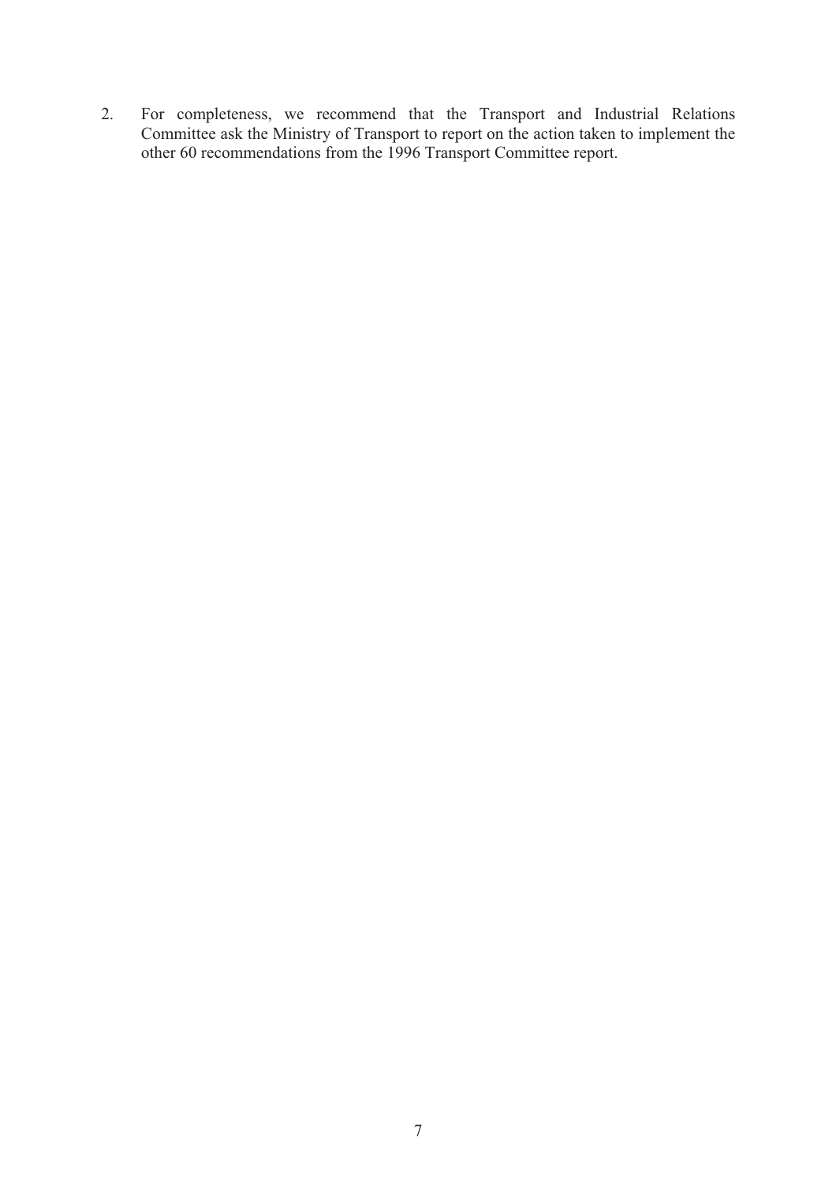2. For completeness, we recommend that the Transport and Industrial Relations Committee ask the Ministry of Transport to report on the action taken to implement the other 60 recommendations from the 1996 Transport Committee report.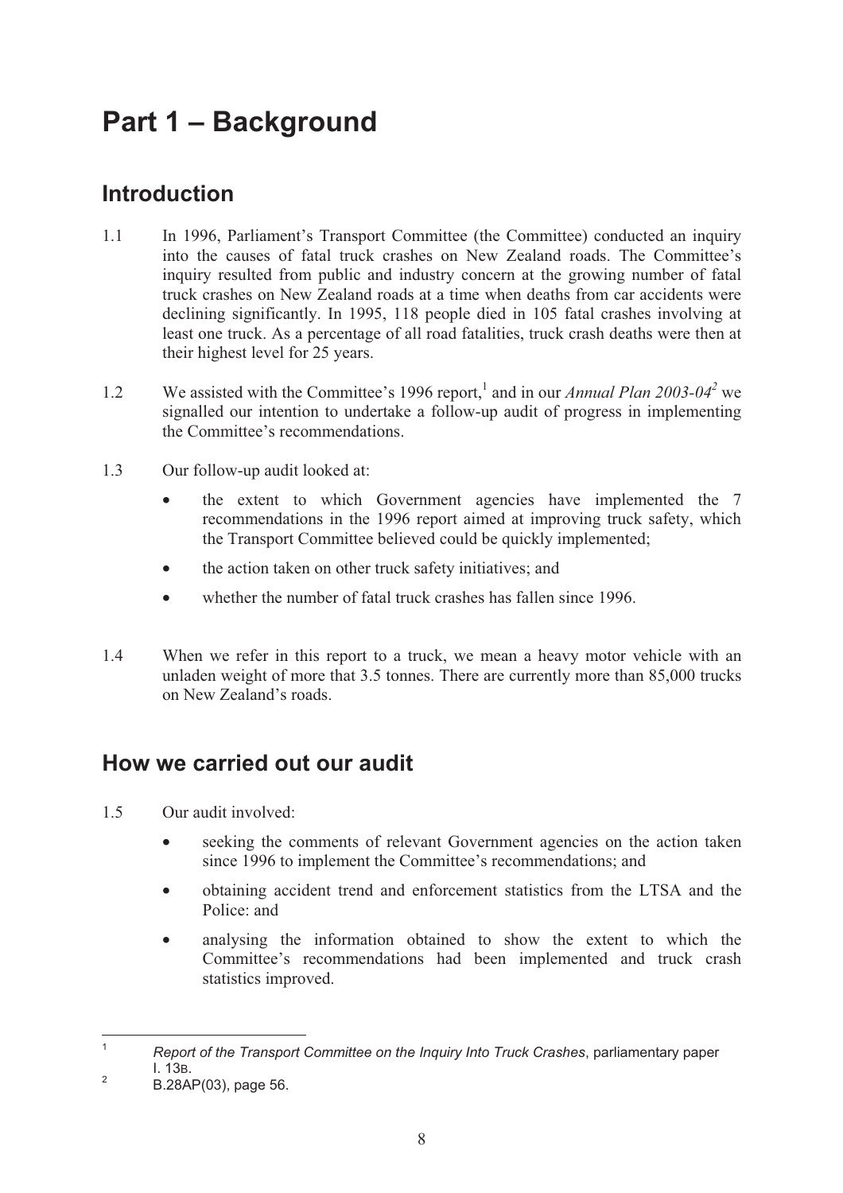# Part 1 – Background

## Introduction

1.1 In 1996, Parliament's Transport Committee (the Committee) conducted an inquiry into the causes of fatal truck crashes on New Zealand roads. The Committee's inquiry resulted from public and industry concern at the growing number of fatal truck crashes on New Zealand roads at a time when deaths from car accidents were declining significantly. In 1995, 118 people died in 105 fatal crashes involving at least one truck. As a percentage of all road fatalities, truck crash deaths were then at their highest level for 25 years.

1.2 We assisted with the Committee's 1996 report,[1] and in our *Annual Plan 2003-04*[2] we signalled our intention to undertake a follow-up audit of progress in implementing the Committee's recommendations.

1.3 Our follow-up audit looked at:

- the extent to which Government agencies have implemented the 7 recommendations in the 1996 report aimed at improving truck safety, which the Transport Committee believed could be quickly implemented;
- the action taken on other truck safety initiatives; and
- whether the number of fatal truck crashes has fallen since 1996.

1.4 When we refer in this report to a truck, we mean a heavy motor vehicle with an unladen weight of more that 3.5 tonnes. There are currently more than 85,000 trucks on New Zealand's roads.

## How we carried out our audit

1.5 Our audit involved:

- seeking the comments of relevant Government agencies on the action taken since 1996 to implement the Committee's recommendations; and
- obtaining accident trend and enforcement statistics from the LTSA and the Police: and
- analysing the information obtained to show the extent to which the Committee's recommendations had been implemented and truck crash statistics improved.

---

1 *Report of the Transport Committee on the Inquiry Into Truck Crashes*, parliamentary paper I. 13B.

2 B.28AP(03), page 56.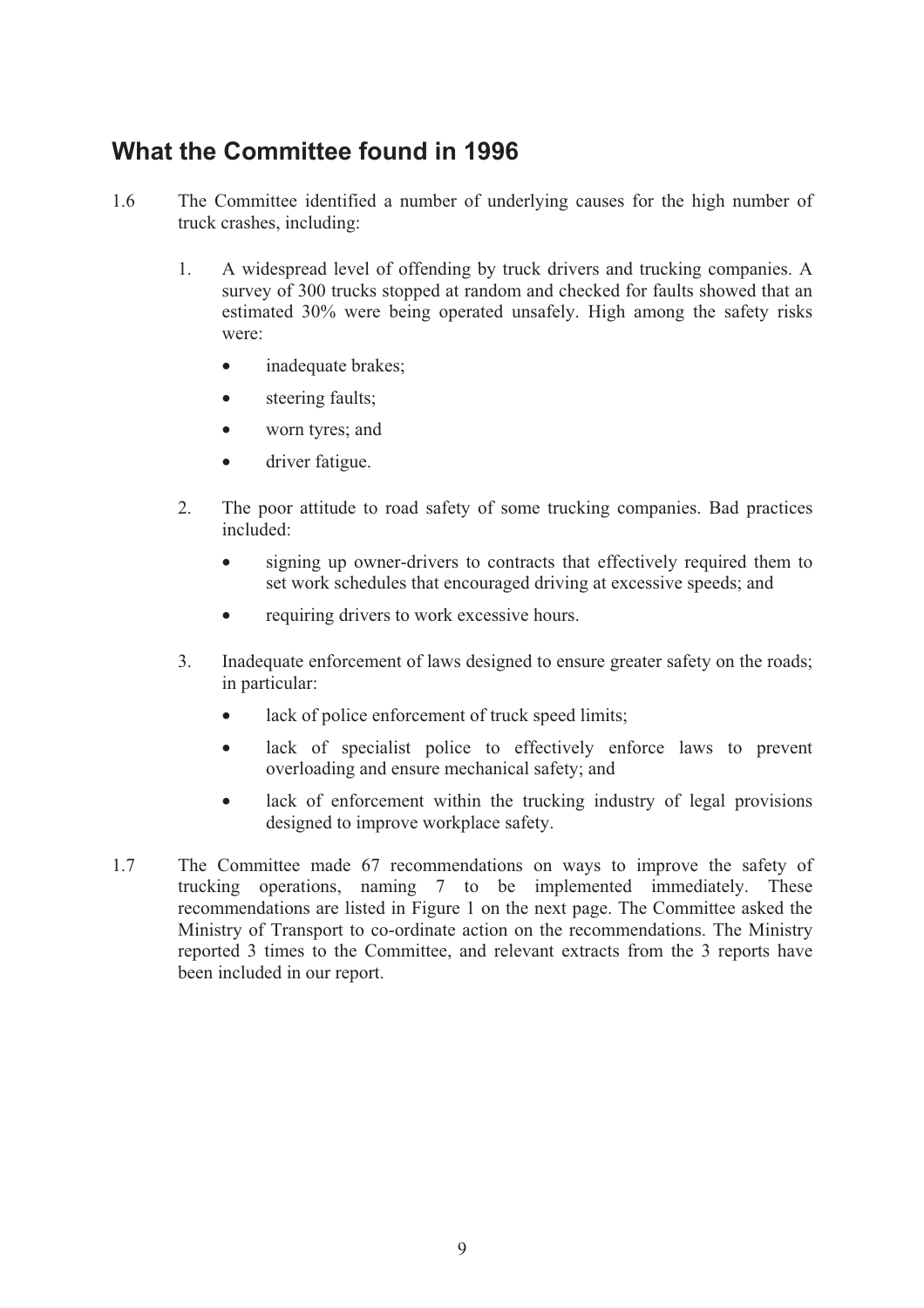## What the Committee found in 1996

1.6 The Committee identified a number of underlying causes for the high number of truck crashes, including:

1. A widespread level of offending by truck drivers and trucking companies. A survey of 300 trucks stopped at random and checked for faults showed that an estimated 30% were being operated unsafely. High among the safety risks were:
   - inadequate brakes;
   - steering faults;
   - worn tyres; and
   - driver fatigue.

2. The poor attitude to road safety of some trucking companies. Bad practices included:
   - signing up owner-drivers to contracts that effectively required them to set work schedules that encouraged driving at excessive speeds; and
   - requiring drivers to work excessive hours.

3. Inadequate enforcement of laws designed to ensure greater safety on the roads; in particular:
   - lack of police enforcement of truck speed limits;
   - lack of specialist police to effectively enforce laws to prevent overloading and ensure mechanical safety; and
   - lack of enforcement within the trucking industry of legal provisions designed to improve workplace safety.

1.7 The Committee made 67 recommendations on ways to improve the safety of trucking operations, naming 7 to be implemented immediately. These recommendations are listed in Figure 1 on the next page. The Committee asked the Ministry of Transport to co-ordinate action on the recommendations. The Ministry reported 3 times to the Committee, and relevant extracts from the 3 reports have been included in our report.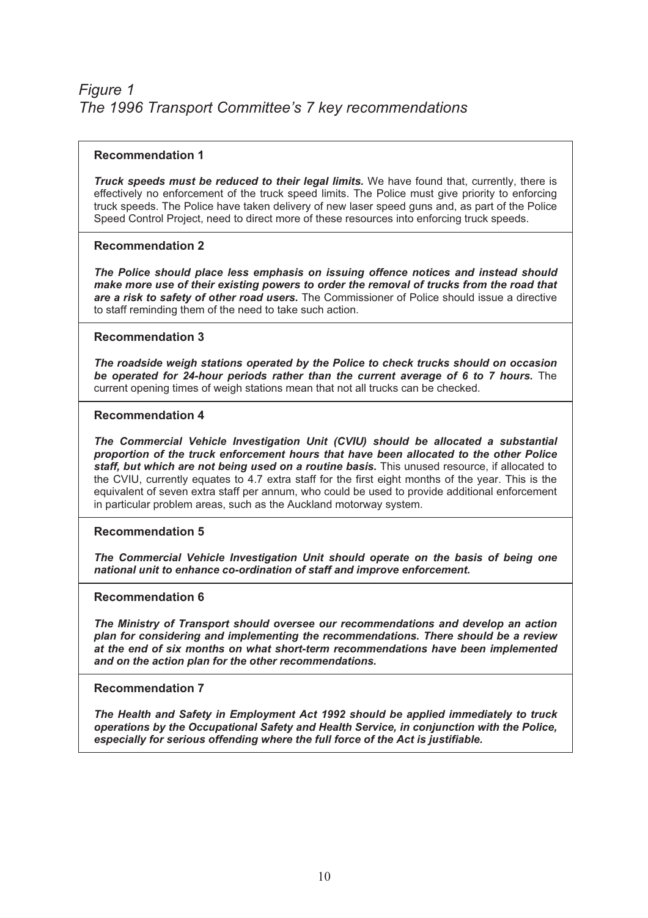## *Figure 1*
## *The 1996 Transport Committee's 7 key recommendations*

**Recommendation 1**

***Truck speeds must be reduced to their legal limits.*** We have found that, currently, there is effectively no enforcement of the truck speed limits. The Police must give priority to enforcing truck speeds. The Police have taken delivery of new laser speed guns and, as part of the Police Speed Control Project, need to direct more of these resources into enforcing truck speeds.

**Recommendation 2**

***The Police should place less emphasis on issuing offence notices and instead should make more use of their existing powers to order the removal of trucks from the road that are a risk to safety of other road users.*** The Commissioner of Police should issue a directive to staff reminding them of the need to take such action.

**Recommendation 3**

***The roadside weigh stations operated by the Police to check trucks should on occasion be operated for 24-hour periods rather than the current average of 6 to 7 hours.*** The current opening times of weigh stations mean that not all trucks can be checked.

**Recommendation 4**

***The Commercial Vehicle Investigation Unit (CVIU) should be allocated a substantial proportion of the truck enforcement hours that have been allocated to the other Police staff, but which are not being used on a routine basis.*** This unused resource, if allocated to the CVIU, currently equates to 4.7 extra staff for the first eight months of the year. This is the equivalent of seven extra staff per annum, who could be used to provide additional enforcement in particular problem areas, such as the Auckland motorway system.

**Recommendation 5**

***The Commercial Vehicle Investigation Unit should operate on the basis of being one national unit to enhance co-ordination of staff and improve enforcement.***

**Recommendation 6**

***The Ministry of Transport should oversee our recommendations and develop an action plan for considering and implementing the recommendations. There should be a review at the end of six months on what short-term recommendations have been implemented and on the action plan for the other recommendations.***

**Recommendation 7**

***The Health and Safety in Employment Act 1992 should be applied immediately to truck operations by the Occupational Safety and Health Service, in conjunction with the Police, especially for serious offending where the full force of the Act is justifiable.***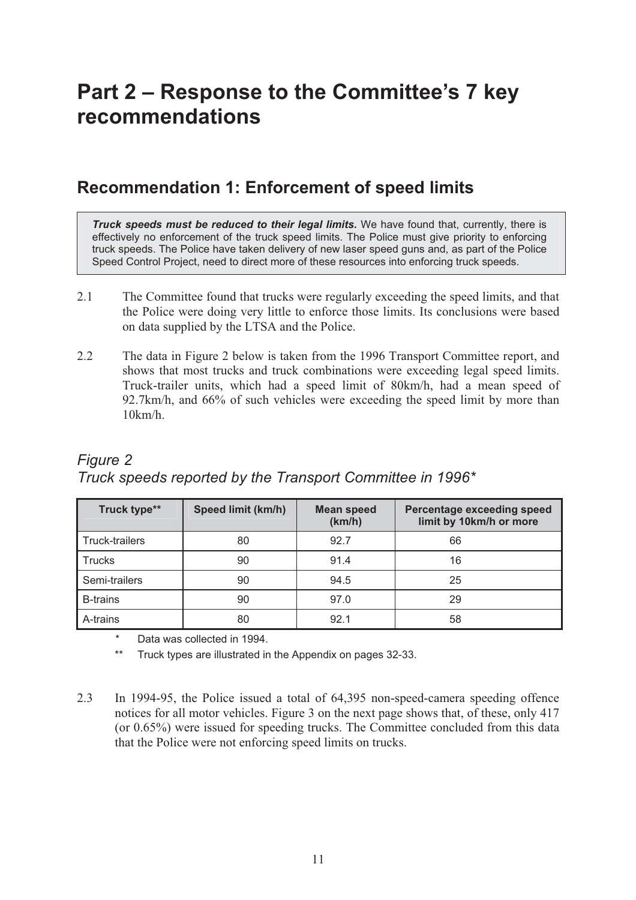# Part 2 – Response to the Committee's 7 key recommendations

## Recommendation 1: Enforcement of speed limits

> ***Truck speeds must be reduced to their legal limits.*** We have found that, currently, there is effectively no enforcement of the truck speed limits. The Police must give priority to enforcing truck speeds. The Police have taken delivery of new laser speed guns and, as part of the Police Speed Control Project, need to direct more of these resources into enforcing truck speeds.

2.1 The Committee found that trucks were regularly exceeding the speed limits, and that the Police were doing very little to enforce those limits. Its conclusions were based on data supplied by the LTSA and the Police.

2.2 The data in Figure 2 below is taken from the 1996 Transport Committee report, and shows that most trucks and truck combinations were exceeding legal speed limits. Truck-trailer units, which had a speed limit of 80km/h, had a mean speed of 92.7km/h, and 66% of such vehicles were exceeding the speed limit by more than 10km/h.

*Figure 2*
*Truck speeds reported by the Transport Committee in 1996**

| Truck type** | Speed limit (km/h) | Mean speed (km/h) | Percentage exceeding speed limit by 10km/h or more |
|---|---|---|---|
| Truck-trailers | 80 | 92.7 | 66 |
| Trucks | 90 | 91.4 | 16 |
| Semi-trailers | 90 | 94.5 | 25 |
| B-trains | 90 | 97.0 | 29 |
| A-trains | 80 | 92.1 | 58 |

\* Data was collected in 1994.

** Truck types are illustrated in the Appendix on pages 32-33.

2.3 In 1994-95, the Police issued a total of 64,395 non-speed-camera speeding offence notices for all motor vehicles. Figure 3 on the next page shows that, of these, only 417 (or 0.65%) were issued for speeding trucks. The Committee concluded from this data that the Police were not enforcing speed limits on trucks.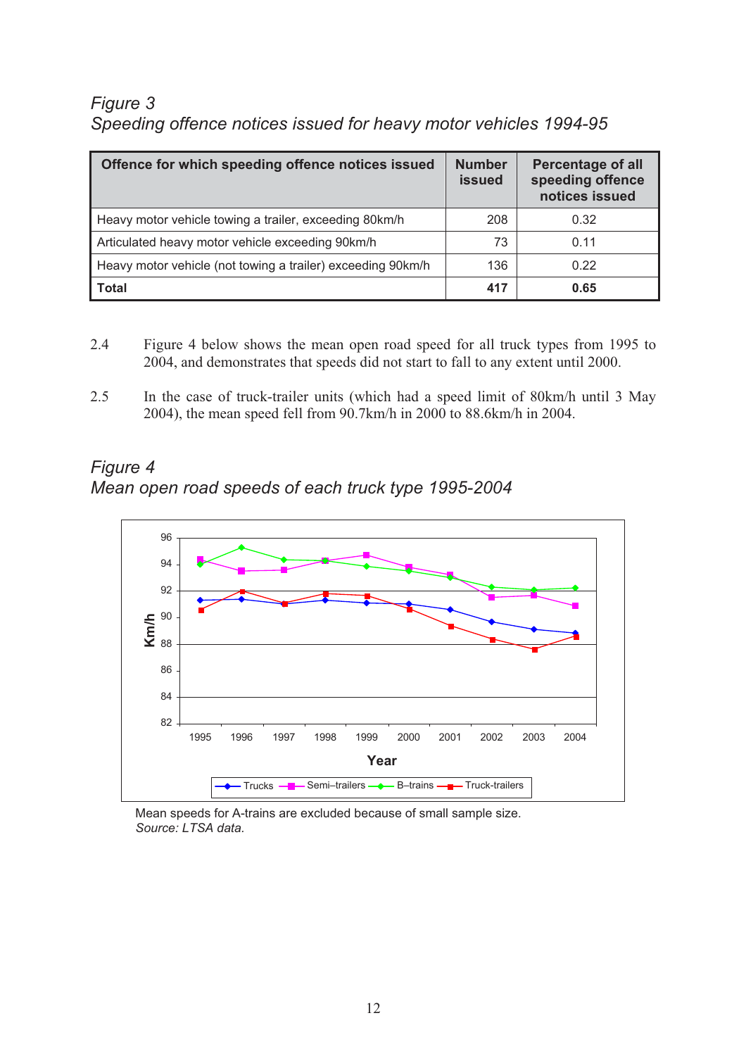*Figure 3*
*Speeding offence notices issued for heavy motor vehicles 1994-95*

| Offence for which speeding offence notices issued | Number issued | Percentage of all speeding offence notices issued |
|---|---|---|
| Heavy motor vehicle towing a trailer, exceeding 80km/h | 208 | 0.32 |
| Articulated heavy motor vehicle exceeding 90km/h | 73 | 0.11 |
| Heavy motor vehicle (not towing a trailer) exceeding 90km/h | 136 | 0.22 |
| **Total** | **417** | **0.65** |

2.4 Figure 4 below shows the mean open road speed for all truck types from 1995 to 2004, and demonstrates that speeds did not start to fall to any extent until 2000.

2.5 In the case of truck-trailer units (which had a speed limit of 80km/h until 3 May 2004), the mean speed fell from 90.7km/h in 2000 to 88.6km/h in 2004.

*Figure 4*
*Mean open road speeds of each truck type 1995-2004*

Mean speeds for A-trains are excluded because of small sample size.
*Source: LTSA data.*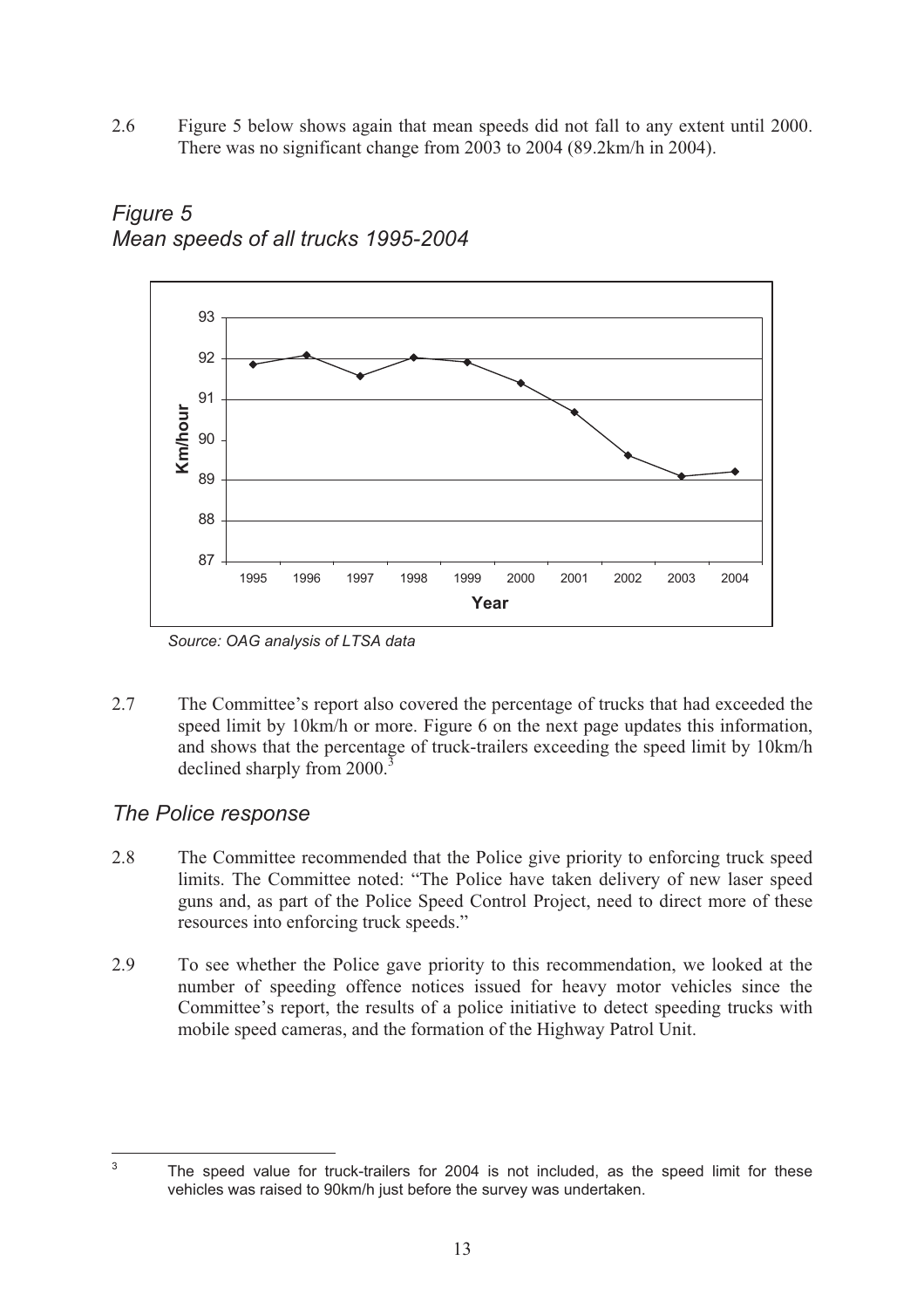2.6 Figure 5 below shows again that mean speeds did not fall to any extent until 2000. There was no significant change from 2003 to 2004 (89.2km/h in 2004).

*Figure 5*
*Mean speeds of all trucks 1995-2004*

*Source: OAG analysis of LTSA data*

2.7 The Committee's report also covered the percentage of trucks that had exceeded the speed limit by 10km/h or more. Figure 6 on the next page updates this information, and shows that the percentage of truck-trailers exceeding the speed limit by 10km/h declined sharply from 2000.[3]

## *The Police response*

2.8 The Committee recommended that the Police give priority to enforcing truck speed limits. The Committee noted: "The Police have taken delivery of new laser speed guns and, as part of the Police Speed Control Project, need to direct more of these resources into enforcing truck speeds."

2.9 To see whether the Police gave priority to this recommendation, we looked at the number of speeding offence notices issued for heavy motor vehicles since the Committee's report, the results of a police initiative to detect speeding trucks with mobile speed cameras, and the formation of the Highway Patrol Unit.

---

[3] The speed value for truck-trailers for 2004 is not included, as the speed limit for these vehicles was raised to 90km/h just before the survey was undertaken.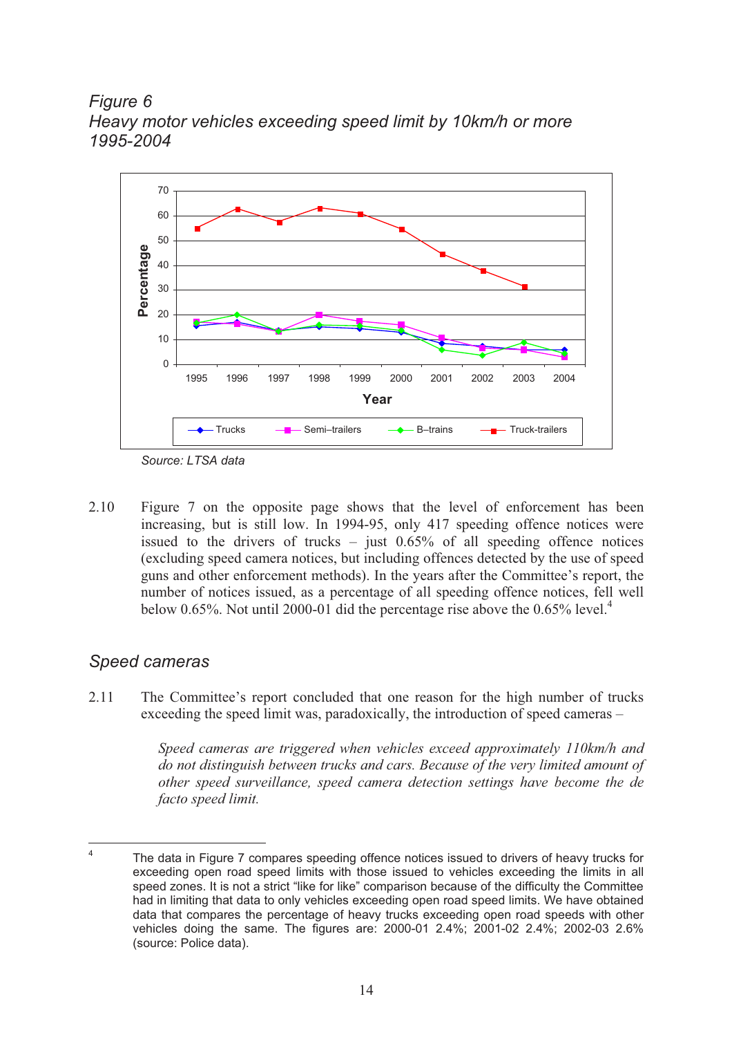*Figure 6*
*Heavy motor vehicles exceeding speed limit by 10km/h or more 1995-2004*

Source: LTSA data

2.10 Figure 7 on the opposite page shows that the level of enforcement has been increasing, but is still low. In 1994-95, only 417 speeding offence notices were issued to the drivers of trucks – just 0.65% of all speeding offence notices (excluding speed camera notices, but including offences detected by the use of speed guns and other enforcement methods). In the years after the Committee's report, the number of notices issued, as a percentage of all speeding offence notices, fell well below 0.65%. Not until 2000-01 did the percentage rise above the 0.65% level.[4]

## *Speed cameras*

2.11 The Committee's report concluded that one reason for the high number of trucks exceeding the speed limit was, paradoxically, the introduction of speed cameras –

> *Speed cameras are triggered when vehicles exceed approximately 110km/h and do not distinguish between trucks and cars. Because of the very limited amount of other speed surveillance, speed camera detection settings have become the de facto speed limit.*

---

[4] The data in Figure 7 compares speeding offence notices issued to drivers of heavy trucks for exceeding open road speed limits with those issued to vehicles exceeding the limits in all speed zones. It is not a strict "like for like" comparison because of the difficulty the Committee had in limiting that data to only vehicles exceeding open road speed limits. We have obtained data that compares the percentage of heavy trucks exceeding open road speeds with other vehicles doing the same. The figures are: 2000-01 2.4%; 2001-02 2.4%; 2002-03 2.6% (source: Police data).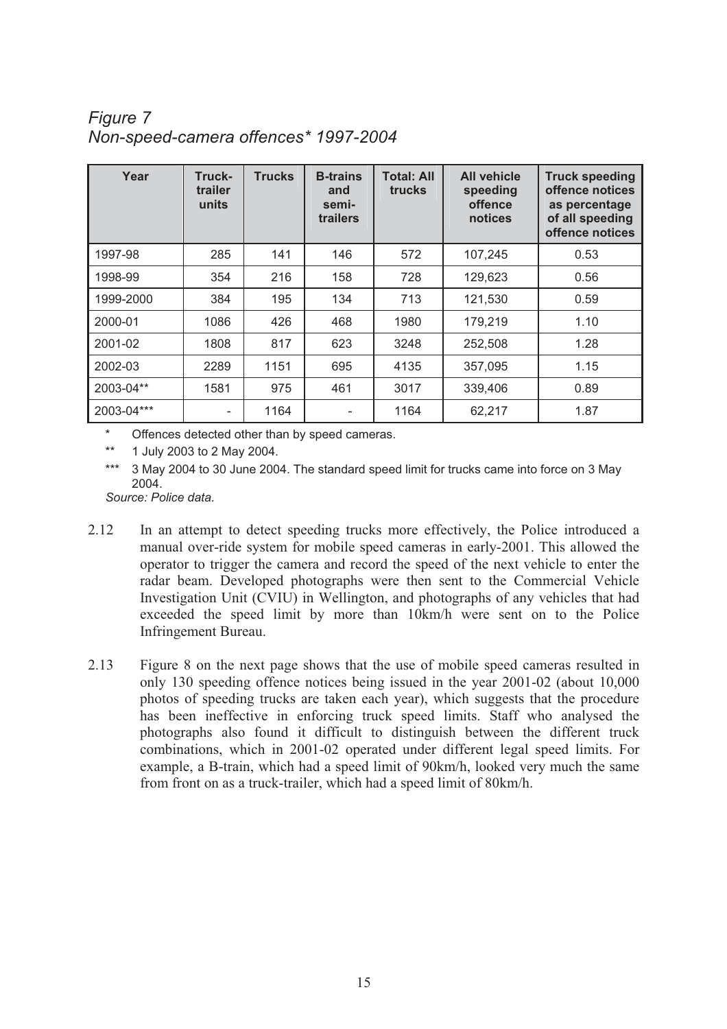*Figure 7*
*Non-speed-camera offences* 1997-2004*

| Year | Truck-trailer units | Trucks | B-trains and semi-trailers | Total: All trucks | All vehicle speeding offence notices | Truck speeding offence notices as percentage of all speeding offence notices |
|---|---|---|---|---|---|---|
| 1997-98 | 285 | 141 | 146 | 572 | 107,245 | 0.53 |
| 1998-99 | 354 | 216 | 158 | 728 | 129,623 | 0.56 |
| 1999-2000 | 384 | 195 | 134 | 713 | 121,530 | 0.59 |
| 2000-01 | 1086 | 426 | 468 | 1980 | 179,219 | 1.10 |
| 2001-02 | 1808 | 817 | 623 | 3248 | 252,508 | 1.28 |
| 2002-03 | 2289 | 1151 | 695 | 4135 | 357,095 | 1.15 |
| 2003-04** | 1581 | 975 | 461 | 3017 | 339,406 | 0.89 |
| 2003-04*** | - | 1164 | - | 1164 | 62,217 | 1.87 |

\* Offences detected other than by speed cameras.

\** 1 July 2003 to 2 May 2004.

\*** 3 May 2004 to 30 June 2004. The standard speed limit for trucks came into force on 3 May 2004.

*Source: Police data.*

2.12 In an attempt to detect speeding trucks more effectively, the Police introduced a manual over-ride system for mobile speed cameras in early-2001. This allowed the operator to trigger the camera and record the speed of the next vehicle to enter the radar beam. Developed photographs were then sent to the Commercial Vehicle Investigation Unit (CVIU) in Wellington, and photographs of any vehicles that had exceeded the speed limit by more than 10km/h were sent on to the Police Infringement Bureau.

2.13 Figure 8 on the next page shows that the use of mobile speed cameras resulted in only 130 speeding offence notices being issued in the year 2001-02 (about 10,000 photos of speeding trucks are taken each year), which suggests that the procedure has been ineffective in enforcing truck speed limits. Staff who analysed the photographs also found it difficult to distinguish between the different truck combinations, which in 2001-02 operated under different legal speed limits. For example, a B-train, which had a speed limit of 90km/h, looked very much the same from front on as a truck-trailer, which had a speed limit of 80km/h.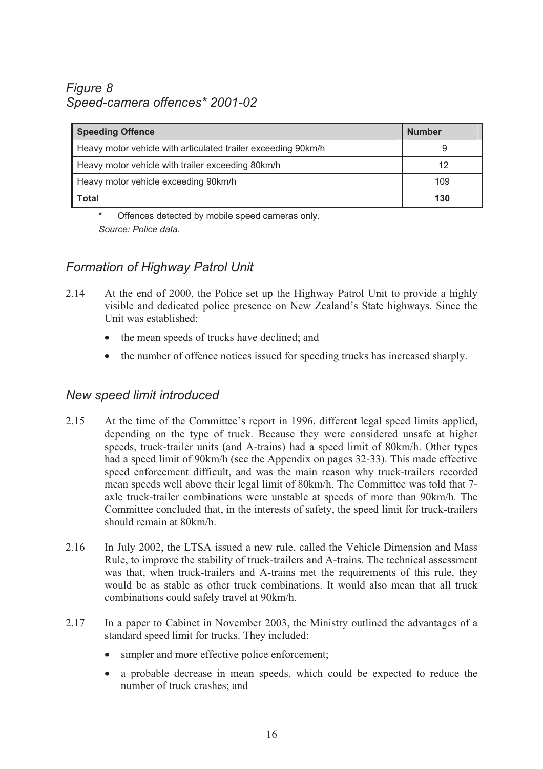*Figure 8*
*Speed-camera offences* 2001-02*

| Speeding Offence | Number |
|---|---|
| Heavy motor vehicle with articulated trailer exceeding 90km/h | 9 |
| Heavy motor vehicle with trailer exceeding 80km/h | 12 |
| Heavy motor vehicle exceeding 90km/h | 109 |
| **Total** | **130** |

\* Offences detected by mobile speed cameras only.

*Source: Police data.*

## *Formation of Highway Patrol Unit*

2.14 At the end of 2000, the Police set up the Highway Patrol Unit to provide a highly visible and dedicated police presence on New Zealand's State highways. Since the Unit was established:

- the mean speeds of trucks have declined; and
- the number of offence notices issued for speeding trucks has increased sharply.

## *New speed limit introduced*

2.15 At the time of the Committee's report in 1996, different legal speed limits applied, depending on the type of truck. Because they were considered unsafe at higher speeds, truck-trailer units (and A-trains) had a speed limit of 80km/h. Other types had a speed limit of 90km/h (see the Appendix on pages 32-33). This made effective speed enforcement difficult, and was the main reason why truck-trailers recorded mean speeds well above their legal limit of 80km/h. The Committee was told that 7-axle truck-trailer combinations were unstable at speeds of more than 90km/h. The Committee concluded that, in the interests of safety, the speed limit for truck-trailers should remain at 80km/h.

2.16 In July 2002, the LTSA issued a new rule, called the Vehicle Dimension and Mass Rule, to improve the stability of truck-trailers and A-trains. The technical assessment was that, when truck-trailers and A-trains met the requirements of this rule, they would be as stable as other truck combinations. It would also mean that all truck combinations could safely travel at 90km/h.

2.17 In a paper to Cabinet in November 2003, the Ministry outlined the advantages of a standard speed limit for trucks. They included:

- simpler and more effective police enforcement;
- a probable decrease in mean speeds, which could be expected to reduce the number of truck crashes; and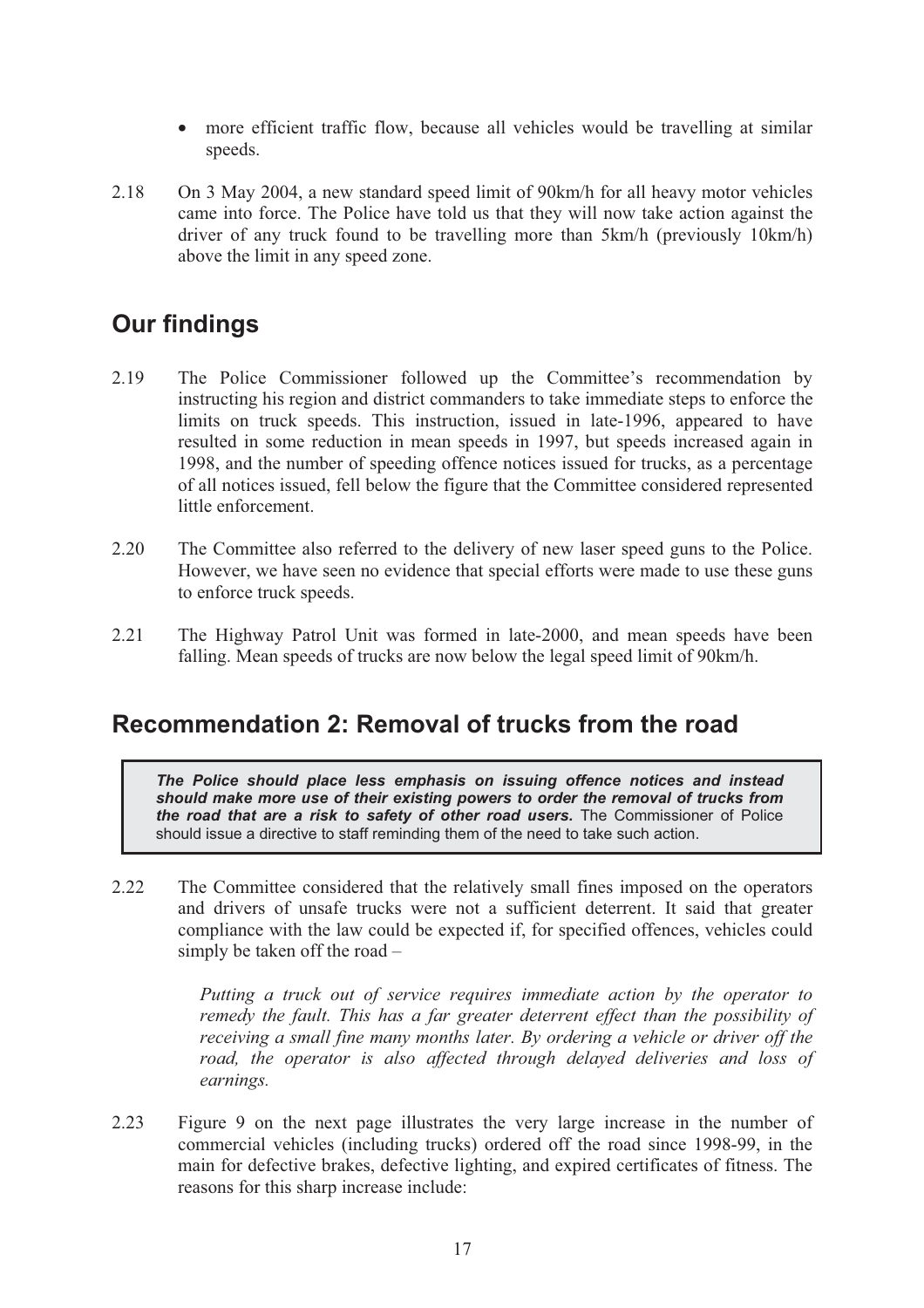- more efficient traffic flow, because all vehicles would be travelling at similar speeds.

2.18 On 3 May 2004, a new standard speed limit of 90km/h for all heavy motor vehicles came into force. The Police have told us that they will now take action against the driver of any truck found to be travelling more than 5km/h (previously 10km/h) above the limit in any speed zone.

## Our findings

2.19 The Police Commissioner followed up the Committee's recommendation by instructing his region and district commanders to take immediate steps to enforce the limits on truck speeds. This instruction, issued in late-1996, appeared to have resulted in some reduction in mean speeds in 1997, but speeds increased again in 1998, and the number of speeding offence notices issued for trucks, as a percentage of all notices issued, fell below the figure that the Committee considered represented little enforcement.

2.20 The Committee also referred to the delivery of new laser speed guns to the Police. However, we have seen no evidence that special efforts were made to use these guns to enforce truck speeds.

2.21 The Highway Patrol Unit was formed in late-2000, and mean speeds have been falling. Mean speeds of trucks are now below the legal speed limit of 90km/h.

## Recommendation 2: Removal of trucks from the road

> ***The Police should place less emphasis on issuing offence notices and instead should make more use of their existing powers to order the removal of trucks from the road that are a risk to safety of other road users.*** The Commissioner of Police should issue a directive to staff reminding them of the need to take such action.

2.22 The Committee considered that the relatively small fines imposed on the operators and drivers of unsafe trucks were not a sufficient deterrent. It said that greater compliance with the law could be expected if, for specified offences, vehicles could simply be taken off the road –

> *Putting a truck out of service requires immediate action by the operator to remedy the fault. This has a far greater deterrent effect than the possibility of receiving a small fine many months later. By ordering a vehicle or driver off the road, the operator is also affected through delayed deliveries and loss of earnings.*

2.23 Figure 9 on the next page illustrates the very large increase in the number of commercial vehicles (including trucks) ordered off the road since 1998-99, in the main for defective brakes, defective lighting, and expired certificates of fitness. The reasons for this sharp increase include: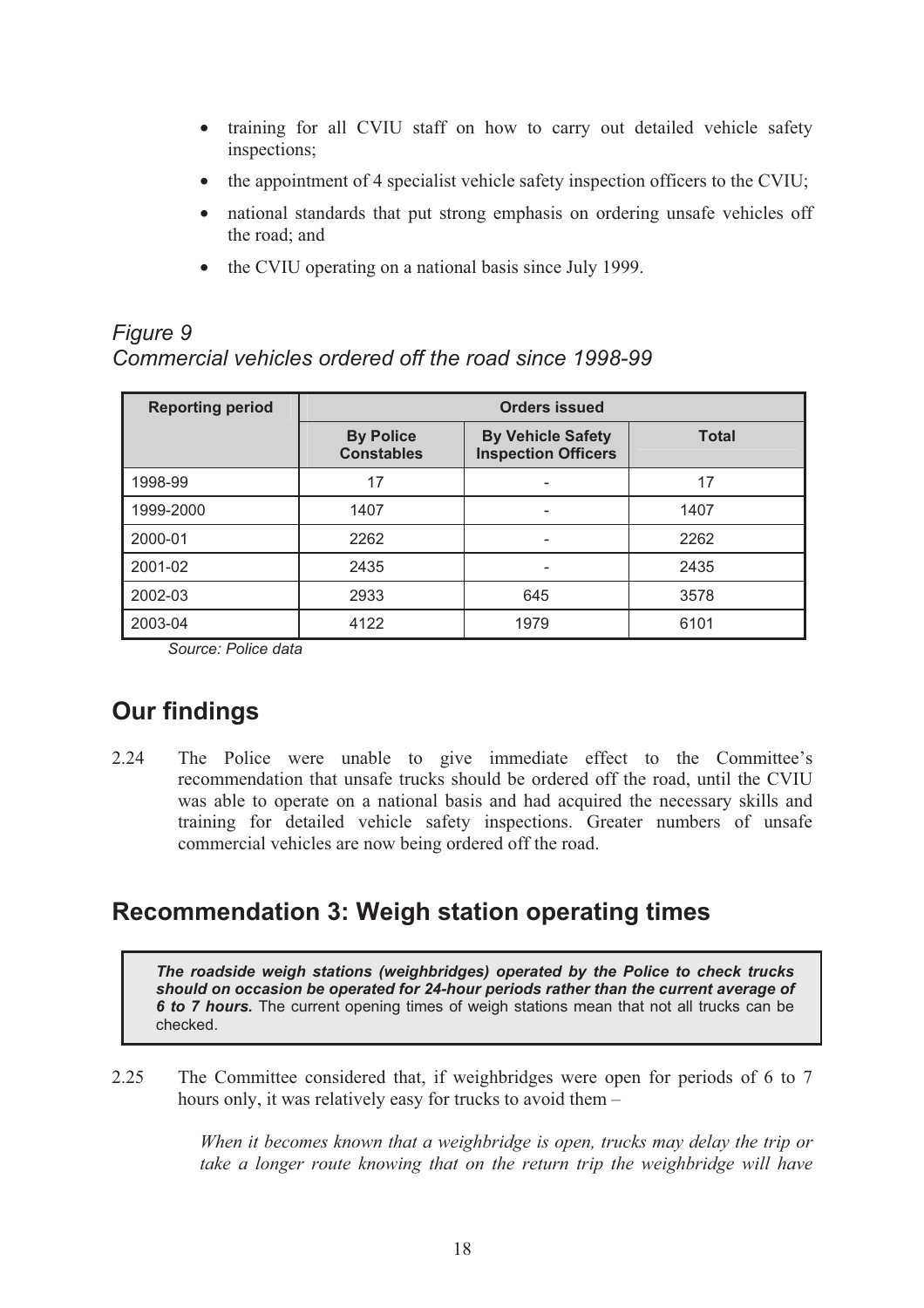- training for all CVIU staff on how to carry out detailed vehicle safety inspections;
- the appointment of 4 specialist vehicle safety inspection officers to the CVIU;
- national standards that put strong emphasis on ordering unsafe vehicles off the road; and
- the CVIU operating on a national basis since July 1999.

*Figure 9*
*Commercial vehicles ordered off the road since 1998-99*

| Reporting period | Orders issued | | |
|---|---|---|---|
| | By Police Constables | By Vehicle Safety Inspection Officers | Total |
| 1998-99 | 17 | - | 17 |
| 1999-2000 | 1407 | - | 1407 |
| 2000-01 | 2262 | - | 2262 |
| 2001-02 | 2435 | - | 2435 |
| 2002-03 | 2933 | 645 | 3578 |
| 2003-04 | 4122 | 1979 | 6101 |

*Source: Police data*

## Our findings

2.24 The Police were unable to give immediate effect to the Committee's recommendation that unsafe trucks should be ordered off the road, until the CVIU was able to operate on a national basis and had acquired the necessary skills and training for detailed vehicle safety inspections. Greater numbers of unsafe commercial vehicles are now being ordered off the road.

## Recommendation 3: Weigh station operating times

> ***The roadside weigh stations (weighbridges) operated by the Police to check trucks should on occasion be operated for 24-hour periods rather than the current average of 6 to 7 hours.*** The current opening times of weigh stations mean that not all trucks can be checked.

2.25 The Committee considered that, if weighbridges were open for periods of 6 to 7 hours only, it was relatively easy for trucks to avoid them –

> *When it becomes known that a weighbridge is open, trucks may delay the trip or take a longer route knowing that on the return trip the weighbridge will have*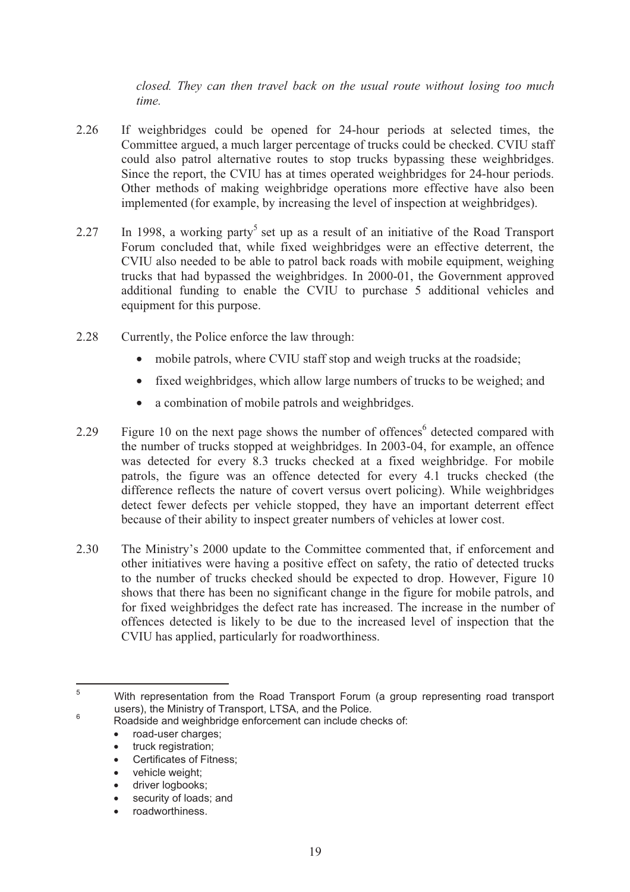*closed. They can then travel back on the usual route without losing too much time.*

2.26 If weighbridges could be opened for 24-hour periods at selected times, the Committee argued, a much larger percentage of trucks could be checked. CVIU staff could also patrol alternative routes to stop trucks bypassing these weighbridges. Since the report, the CVIU has at times operated weighbridges for 24-hour periods. Other methods of making weighbridge operations more effective have also been implemented (for example, by increasing the level of inspection at weighbridges).

2.27 In 1998, a working party[5] set up as a result of an initiative of the Road Transport Forum concluded that, while fixed weighbridges were an effective deterrent, the CVIU also needed to be able to patrol back roads with mobile equipment, weighing trucks that had bypassed the weighbridges. In 2000-01, the Government approved additional funding to enable the CVIU to purchase 5 additional vehicles and equipment for this purpose.

2.28 Currently, the Police enforce the law through:

- mobile patrols, where CVIU staff stop and weigh trucks at the roadside;
- fixed weighbridges, which allow large numbers of trucks to be weighed; and
- a combination of mobile patrols and weighbridges.

2.29 Figure 10 on the next page shows the number of offences[6] detected compared with the number of trucks stopped at weighbridges. In 2003-04, for example, an offence was detected for every 8.3 trucks checked at a fixed weighbridge. For mobile patrols, the figure was an offence detected for every 4.1 trucks checked (the difference reflects the nature of covert versus overt policing). While weighbridges detect fewer defects per vehicle stopped, they have an important deterrent effect because of their ability to inspect greater numbers of vehicles at lower cost.

2.30 The Ministry's 2000 update to the Committee commented that, if enforcement and other initiatives were having a positive effect on safety, the ratio of detected trucks to the number of trucks checked should be expected to drop. However, Figure 10 shows that there has been no significant change in the figure for mobile patrols, and for fixed weighbridges the defect rate has increased. The increase in the number of offences detected is likely to be due to the increased level of inspection that the CVIU has applied, particularly for roadworthiness.

---

[5] With representation from the Road Transport Forum (a group representing road transport users), the Ministry of Transport, LTSA, and the Police.

[6] Roadside and weighbridge enforcement can include checks of:

- road-user charges;
- truck registration;
- Certificates of Fitness;
- vehicle weight;
- driver logbooks;
- security of loads; and
- roadworthiness.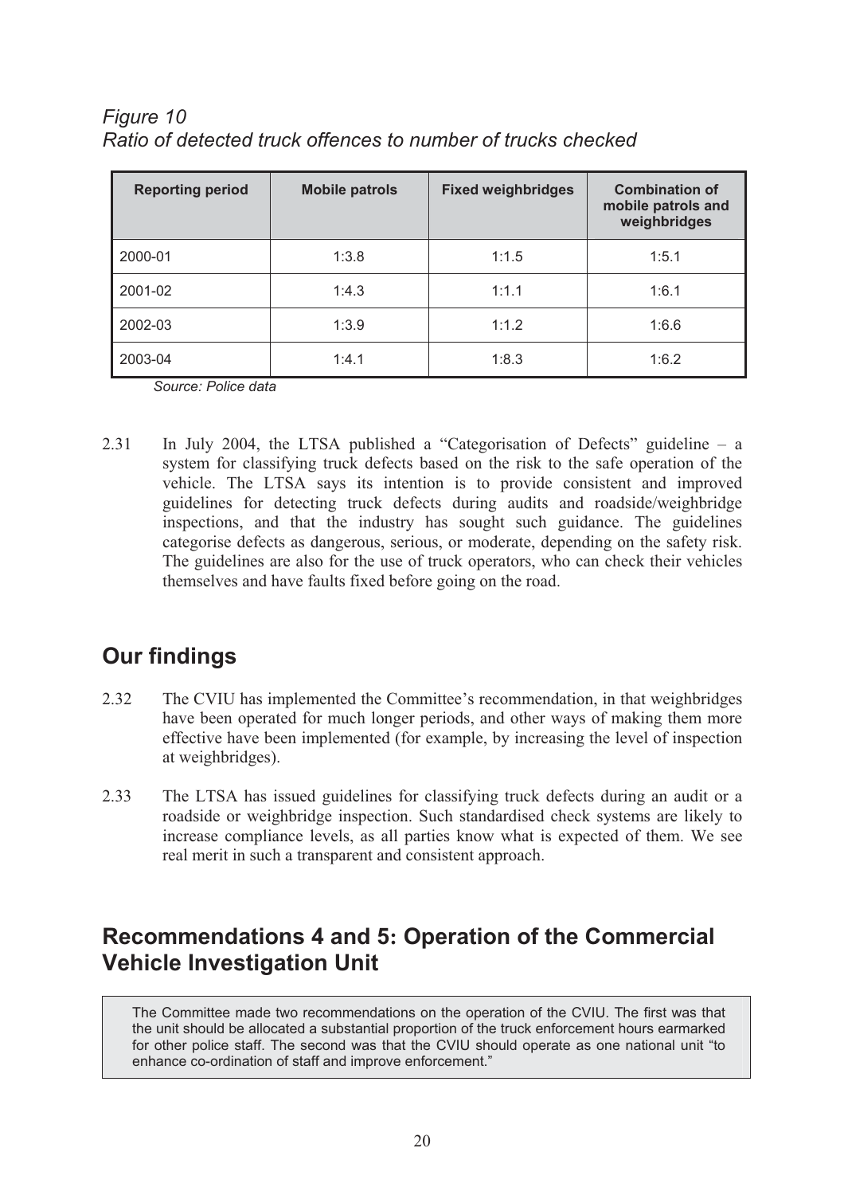*Figure 10*
*Ratio of detected truck offences to number of trucks checked*

| Reporting period | Mobile patrols | Fixed weighbridges | Combination of mobile patrols and weighbridges |
|---|---|---|---|
| 2000-01 | 1:3.8 | 1:1.5 | 1:5.1 |
| 2001-02 | 1:4.3 | 1:1.1 | 1:6.1 |
| 2002-03 | 1:3.9 | 1:1.2 | 1:6.6 |
| 2003-04 | 1:4.1 | 1:8.3 | 1:6.2 |

*Source: Police data*

2.31 In July 2004, the LTSA published a "Categorisation of Defects" guideline – a system for classifying truck defects based on the risk to the safe operation of the vehicle. The LTSA says its intention is to provide consistent and improved guidelines for detecting truck defects during audits and roadside/weighbridge inspections, and that the industry has sought such guidance. The guidelines categorise defects as dangerous, serious, or moderate, depending on the safety risk. The guidelines are also for the use of truck operators, who can check their vehicles themselves and have faults fixed before going on the road.

## Our findings

2.32 The CVIU has implemented the Committee's recommendation, in that weighbridges have been operated for much longer periods, and other ways of making them more effective have been implemented (for example, by increasing the level of inspection at weighbridges).

2.33 The LTSA has issued guidelines for classifying truck defects during an audit or a roadside or weighbridge inspection. Such standardised check systems are likely to increase compliance levels, as all parties know what is expected of them. We see real merit in such a transparent and consistent approach.

## Recommendations 4 and 5: Operation of the Commercial Vehicle Investigation Unit

> The Committee made two recommendations on the operation of the CVIU. The first was that the unit should be allocated a substantial proportion of the truck enforcement hours earmarked for other police staff. The second was that the CVIU should operate as one national unit "to enhance co-ordination of staff and improve enforcement."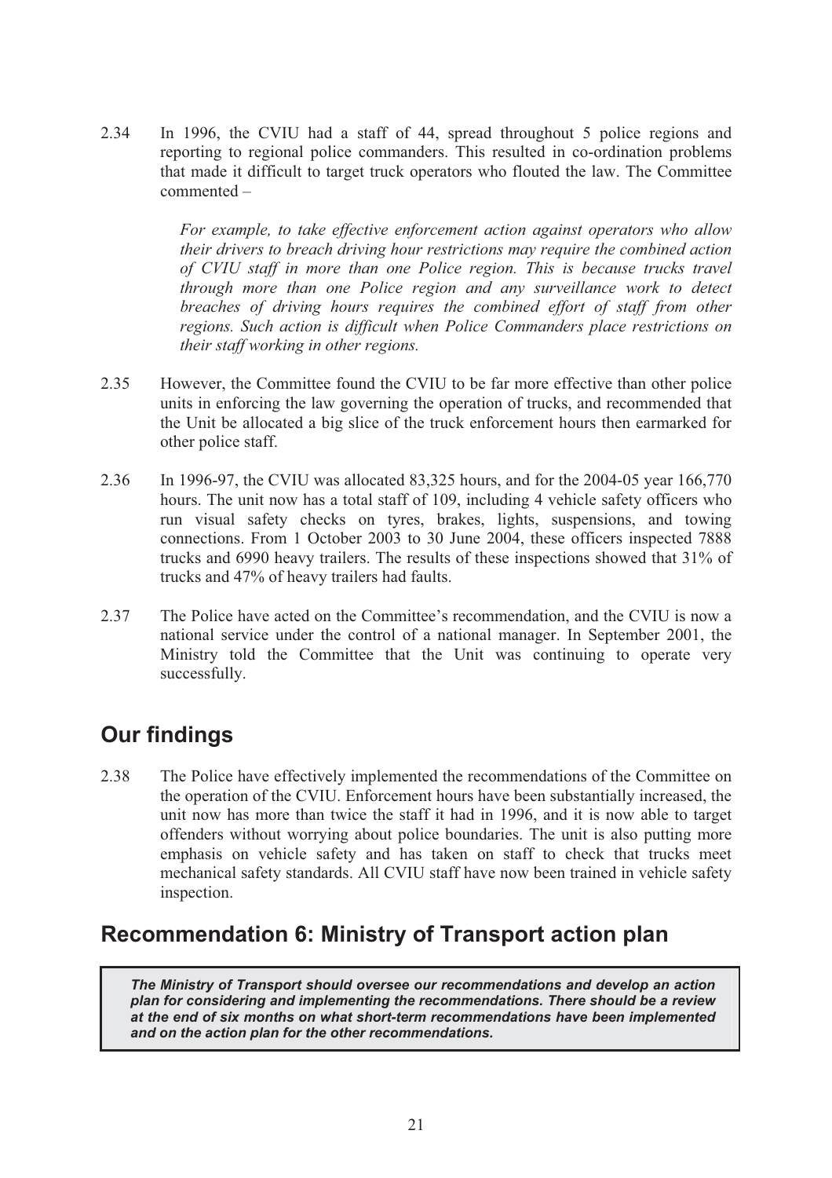2.34 In 1996, the CVIU had a staff of 44, spread throughout 5 police regions and reporting to regional police commanders. This resulted in co-ordination problems that made it difficult to target truck operators who flouted the law. The Committee commented –

> *For example, to take effective enforcement action against operators who allow their drivers to breach driving hour restrictions may require the combined action of CVIU staff in more than one Police region. This is because trucks travel through more than one Police region and any surveillance work to detect breaches of driving hours requires the combined effort of staff from other regions. Such action is difficult when Police Commanders place restrictions on their staff working in other regions.*

2.35 However, the Committee found the CVIU to be far more effective than other police units in enforcing the law governing the operation of trucks, and recommended that the Unit be allocated a big slice of the truck enforcement hours then earmarked for other police staff.

2.36 In 1996-97, the CVIU was allocated 83,325 hours, and for the 2004-05 year 166,770 hours. The unit now has a total staff of 109, including 4 vehicle safety officers who run visual safety checks on tyres, brakes, lights, suspensions, and towing connections. From 1 October 2003 to 30 June 2004, these officers inspected 7888 trucks and 6990 heavy trailers. The results of these inspections showed that 31% of trucks and 47% of heavy trailers had faults.

2.37 The Police have acted on the Committee's recommendation, and the CVIU is now a national service under the control of a national manager. In September 2001, the Ministry told the Committee that the Unit was continuing to operate very successfully.

## Our findings

2.38 The Police have effectively implemented the recommendations of the Committee on the operation of the CVIU. Enforcement hours have been substantially increased, the unit now has more than twice the staff it had in 1996, and it is now able to target offenders without worrying about police boundaries. The unit is also putting more emphasis on vehicle safety and has taken on staff to check that trucks meet mechanical safety standards. All CVIU staff have now been trained in vehicle safety inspection.

## Recommendation 6: Ministry of Transport action plan

> ***The Ministry of Transport should oversee our recommendations and develop an action plan for considering and implementing the recommendations. There should be a review at the end of six months on what short-term recommendations have been implemented and on the action plan for the other recommendations.***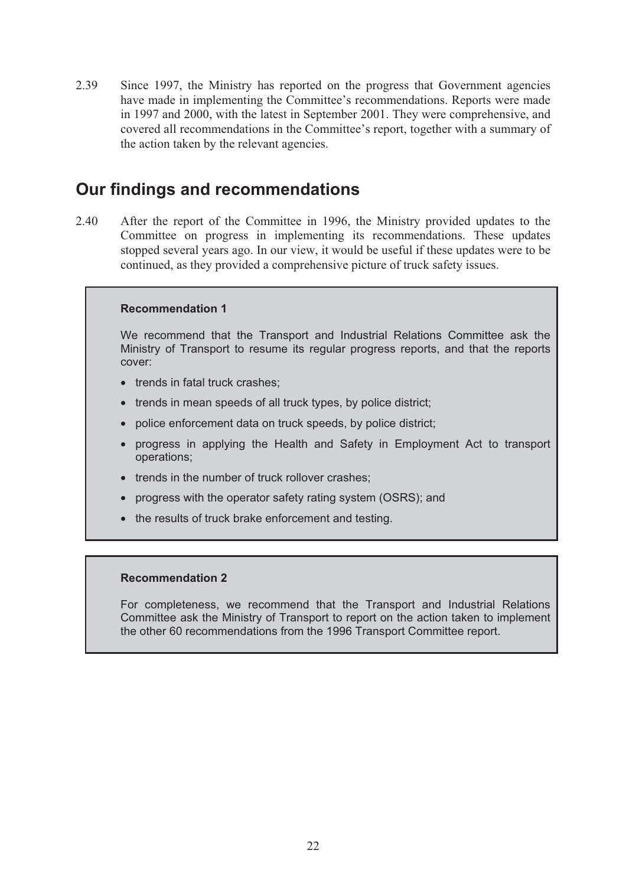2.39 Since 1997, the Ministry has reported on the progress that Government agencies have made in implementing the Committee's recommendations. Reports were made in 1997 and 2000, with the latest in September 2001. They were comprehensive, and covered all recommendations in the Committee's report, together with a summary of the action taken by the relevant agencies.

## Our findings and recommendations

2.40 After the report of the Committee in 1996, the Ministry provided updates to the Committee on progress in implementing its recommendations. These updates stopped several years ago. In our view, it would be useful if these updates were to be continued, as they provided a comprehensive picture of truck safety issues.

**Recommendation 1**

We recommend that the Transport and Industrial Relations Committee ask the Ministry of Transport to resume its regular progress reports, and that the reports cover:

- trends in fatal truck crashes;
- trends in mean speeds of all truck types, by police district;
- police enforcement data on truck speeds, by police district;
- progress in applying the Health and Safety in Employment Act to transport operations;
- trends in the number of truck rollover crashes;
- progress with the operator safety rating system (OSRS); and
- the results of truck brake enforcement and testing.

**Recommendation 2**

For completeness, we recommend that the Transport and Industrial Relations Committee ask the Ministry of Transport to report on the action taken to implement the other 60 recommendations from the 1996 Transport Committee report.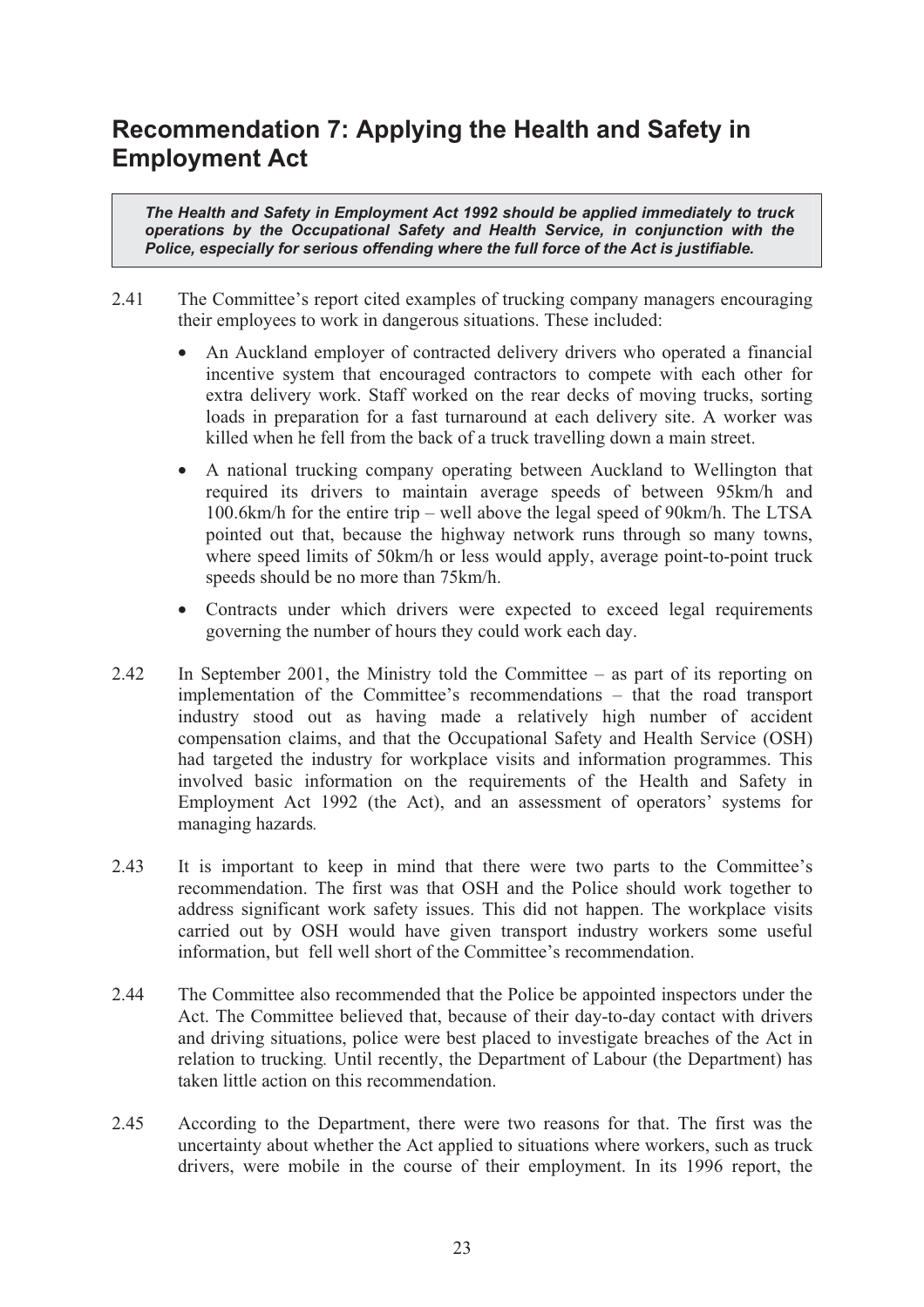## Recommendation 7: Applying the Health and Safety in Employment Act

> ***The Health and Safety in Employment Act 1992 should be applied immediately to truck operations by the Occupational Safety and Health Service, in conjunction with the Police, especially for serious offending where the full force of the Act is justifiable.***

2.41 The Committee's report cited examples of trucking company managers encouraging their employees to work in dangerous situations. These included:

- An Auckland employer of contracted delivery drivers who operated a financial incentive system that encouraged contractors to compete with each other for extra delivery work. Staff worked on the rear decks of moving trucks, sorting loads in preparation for a fast turnaround at each delivery site. A worker was killed when he fell from the back of a truck travelling down a main street.
- A national trucking company operating between Auckland to Wellington that required its drivers to maintain average speeds of between 95km/h and 100.6km/h for the entire trip – well above the legal speed of 90km/h. The LTSA pointed out that, because the highway network runs through so many towns, where speed limits of 50km/h or less would apply, average point-to-point truck speeds should be no more than 75km/h.
- Contracts under which drivers were expected to exceed legal requirements governing the number of hours they could work each day.

2.42 In September 2001, the Ministry told the Committee – as part of its reporting on implementation of the Committee's recommendations – that the road transport industry stood out as having made a relatively high number of accident compensation claims, and that the Occupational Safety and Health Service (OSH) had targeted the industry for workplace visits and information programmes. This involved basic information on the requirements of the Health and Safety in Employment Act 1992 (the Act), and an assessment of operators' systems for managing hazards.

2.43 It is important to keep in mind that there were two parts to the Committee's recommendation. The first was that OSH and the Police should work together to address significant work safety issues. This did not happen. The workplace visits carried out by OSH would have given transport industry workers some useful information, but fell well short of the Committee's recommendation.

2.44 The Committee also recommended that the Police be appointed inspectors under the Act. The Committee believed that, because of their day-to-day contact with drivers and driving situations, police were best placed to investigate breaches of the Act in relation to trucking. Until recently, the Department of Labour (the Department) has taken little action on this recommendation.

2.45 According to the Department, there were two reasons for that. The first was the uncertainty about whether the Act applied to situations where workers, such as truck drivers, were mobile in the course of their employment. In its 1996 report, the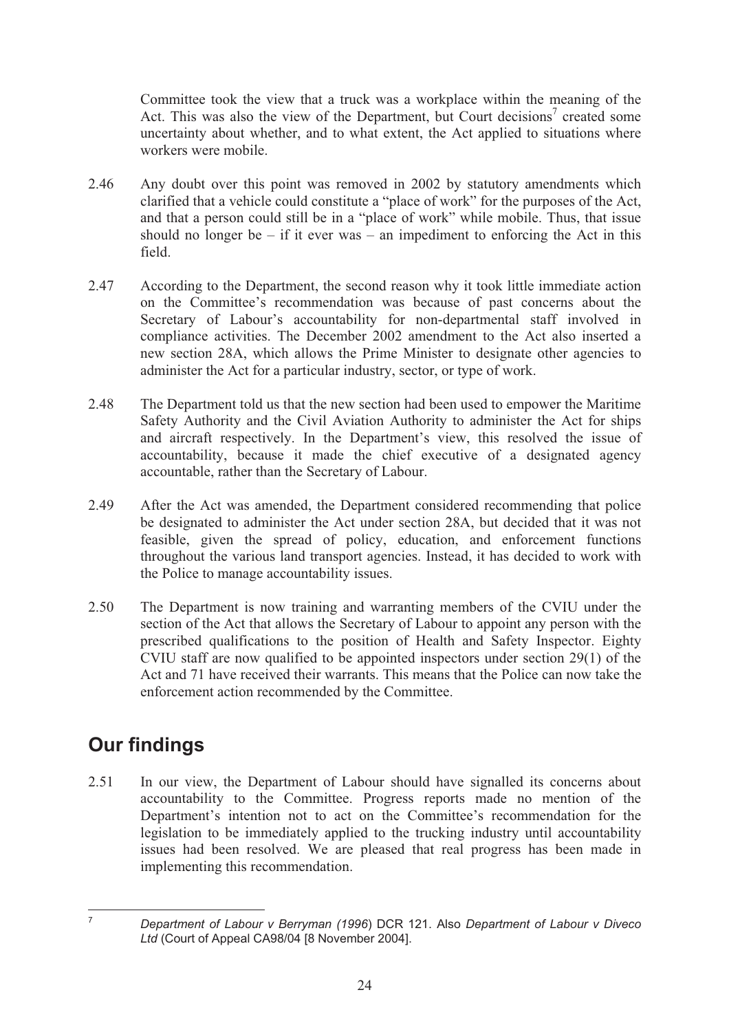Committee took the view that a truck was a workplace within the meaning of the Act. This was also the view of the Department, but Court decisions[7] created some uncertainty about whether, and to what extent, the Act applied to situations where workers were mobile.

2.46 Any doubt over this point was removed in 2002 by statutory amendments which clarified that a vehicle could constitute a "place of work" for the purposes of the Act, and that a person could still be in a "place of work" while mobile. Thus, that issue should no longer be – if it ever was – an impediment to enforcing the Act in this field.

2.47 According to the Department, the second reason why it took little immediate action on the Committee's recommendation was because of past concerns about the Secretary of Labour's accountability for non-departmental staff involved in compliance activities. The December 2002 amendment to the Act also inserted a new section 28A, which allows the Prime Minister to designate other agencies to administer the Act for a particular industry, sector, or type of work.

2.48 The Department told us that the new section had been used to empower the Maritime Safety Authority and the Civil Aviation Authority to administer the Act for ships and aircraft respectively. In the Department's view, this resolved the issue of accountability, because it made the chief executive of a designated agency accountable, rather than the Secretary of Labour.

2.49 After the Act was amended, the Department considered recommending that police be designated to administer the Act under section 28A, but decided that it was not feasible, given the spread of policy, education, and enforcement functions throughout the various land transport agencies. Instead, it has decided to work with the Police to manage accountability issues.

2.50 The Department is now training and warranting members of the CVIU under the section of the Act that allows the Secretary of Labour to appoint any person with the prescribed qualifications to the position of Health and Safety Inspector. Eighty CVIU staff are now qualified to be appointed inspectors under section 29(1) of the Act and 71 have received their warrants. This means that the Police can now take the enforcement action recommended by the Committee.

## Our findings

2.51 In our view, the Department of Labour should have signalled its concerns about accountability to the Committee. Progress reports made no mention of the Department's intention not to act on the Committee's recommendation for the legislation to be immediately applied to the trucking industry until accountability issues had been resolved. We are pleased that real progress has been made in implementing this recommendation.

---

[7] *Department of Labour v Berryman (1996*) DCR 121. Also *Department of Labour v Diveco Ltd* (Court of Appeal CA98/04 [8 November 2004].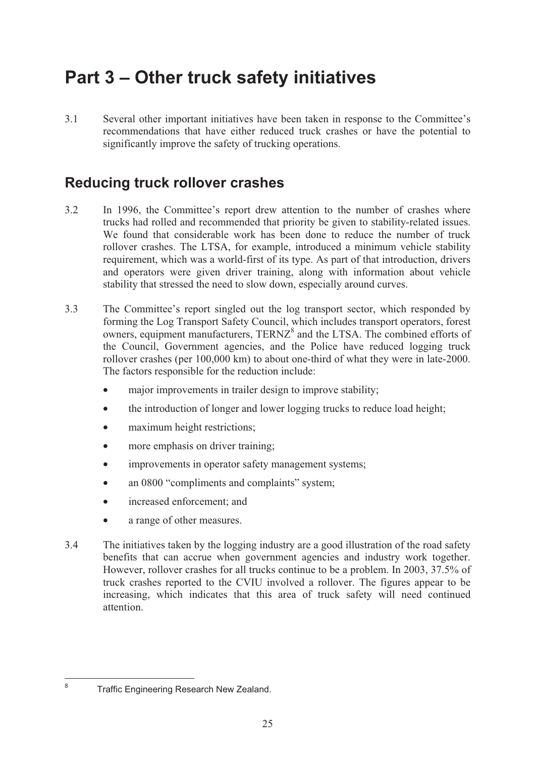# Part 3 – Other truck safety initiatives

3.1 Several other important initiatives have been taken in response to the Committee's recommendations that have either reduced truck crashes or have the potential to significantly improve the safety of trucking operations.

## Reducing truck rollover crashes

3.2 In 1996, the Committee's report drew attention to the number of crashes where trucks had rolled and recommended that priority be given to stability-related issues. We found that considerable work has been done to reduce the number of truck rollover crashes. The LTSA, for example, introduced a minimum vehicle stability requirement, which was a world-first of its type. As part of that introduction, drivers and operators were given driver training, along with information about vehicle stability that stressed the need to slow down, especially around curves.

3.3 The Committee's report singled out the log transport sector, which responded by forming the Log Transport Safety Council, which includes transport operators, forest owners, equipment manufacturers, TERNZ[8] and the LTSA. The combined efforts of the Council, Government agencies, and the Police have reduced logging truck rollover crashes (per 100,000 km) to about one-third of what they were in late-2000. The factors responsible for the reduction include:

- major improvements in trailer design to improve stability;
- the introduction of longer and lower logging trucks to reduce load height;
- maximum height restrictions;
- more emphasis on driver training;
- improvements in operator safety management systems;
- an 0800 "compliments and complaints" system;
- increased enforcement; and
- a range of other measures.

3.4 The initiatives taken by the logging industry are a good illustration of the road safety benefits that can accrue when government agencies and industry work together. However, rollover crashes for all trucks continue to be a problem. In 2003, 37.5% of truck crashes reported to the CVIU involved a rollover. The figures appear to be increasing, which indicates that this area of truck safety will need continued attention.

---

[8] Traffic Engineering Research New Zealand.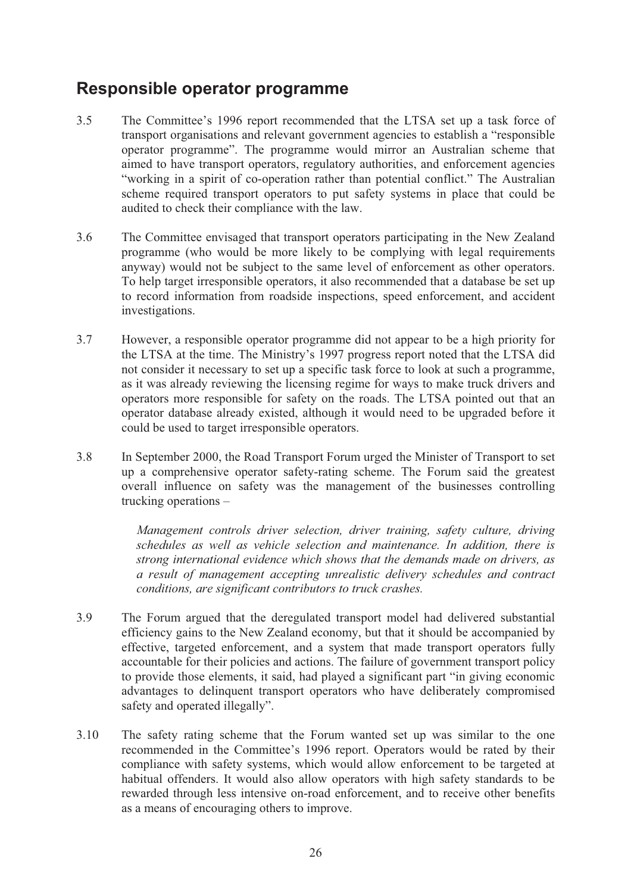## Responsible operator programme

3.5 The Committee's 1996 report recommended that the LTSA set up a task force of transport organisations and relevant government agencies to establish a "responsible operator programme". The programme would mirror an Australian scheme that aimed to have transport operators, regulatory authorities, and enforcement agencies "working in a spirit of co-operation rather than potential conflict." The Australian scheme required transport operators to put safety systems in place that could be audited to check their compliance with the law.

3.6 The Committee envisaged that transport operators participating in the New Zealand programme (who would be more likely to be complying with legal requirements anyway) would not be subject to the same level of enforcement as other operators. To help target irresponsible operators, it also recommended that a database be set up to record information from roadside inspections, speed enforcement, and accident investigations.

3.7 However, a responsible operator programme did not appear to be a high priority for the LTSA at the time. The Ministry's 1997 progress report noted that the LTSA did not consider it necessary to set up a specific task force to look at such a programme, as it was already reviewing the licensing regime for ways to make truck drivers and operators more responsible for safety on the roads. The LTSA pointed out that an operator database already existed, although it would need to be upgraded before it could be used to target irresponsible operators.

3.8 In September 2000, the Road Transport Forum urged the Minister of Transport to set up a comprehensive operator safety-rating scheme. The Forum said the greatest overall influence on safety was the management of the businesses controlling trucking operations –

> *Management controls driver selection, driver training, safety culture, driving schedules as well as vehicle selection and maintenance. In addition, there is strong international evidence which shows that the demands made on drivers, as a result of management accepting unrealistic delivery schedules and contract conditions, are significant contributors to truck crashes.*

3.9 The Forum argued that the deregulated transport model had delivered substantial efficiency gains to the New Zealand economy, but that it should be accompanied by effective, targeted enforcement, and a system that made transport operators fully accountable for their policies and actions. The failure of government transport policy to provide those elements, it said, had played a significant part "in giving economic advantages to delinquent transport operators who have deliberately compromised safety and operated illegally".

3.10 The safety rating scheme that the Forum wanted set up was similar to the one recommended in the Committee's 1996 report. Operators would be rated by their compliance with safety systems, which would allow enforcement to be targeted at habitual offenders. It would also allow operators with high safety standards to be rewarded through less intensive on-road enforcement, and to receive other benefits as a means of encouraging others to improve.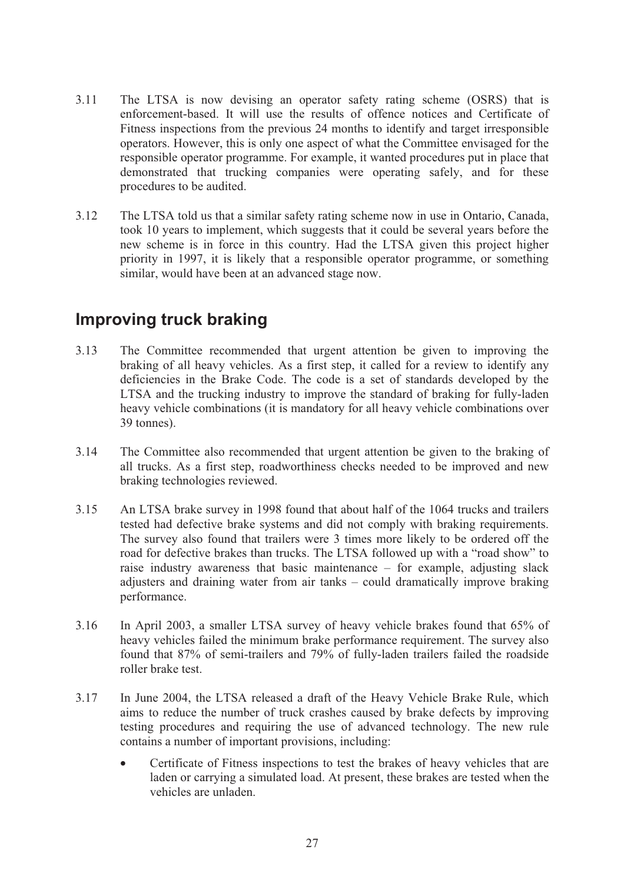3.11 The LTSA is now devising an operator safety rating scheme (OSRS) that is enforcement-based. It will use the results of offence notices and Certificate of Fitness inspections from the previous 24 months to identify and target irresponsible operators. However, this is only one aspect of what the Committee envisaged for the responsible operator programme. For example, it wanted procedures put in place that demonstrated that trucking companies were operating safely, and for these procedures to be audited.

3.12 The LTSA told us that a similar safety rating scheme now in use in Ontario, Canada, took 10 years to implement, which suggests that it could be several years before the new scheme is in force in this country. Had the LTSA given this project higher priority in 1997, it is likely that a responsible operator programme, or something similar, would have been at an advanced stage now.

## Improving truck braking

3.13 The Committee recommended that urgent attention be given to improving the braking of all heavy vehicles. As a first step, it called for a review to identify any deficiencies in the Brake Code. The code is a set of standards developed by the LTSA and the trucking industry to improve the standard of braking for fully-laden heavy vehicle combinations (it is mandatory for all heavy vehicle combinations over 39 tonnes).

3.14 The Committee also recommended that urgent attention be given to the braking of all trucks. As a first step, roadworthiness checks needed to be improved and new braking technologies reviewed.

3.15 An LTSA brake survey in 1998 found that about half of the 1064 trucks and trailers tested had defective brake systems and did not comply with braking requirements. The survey also found that trailers were 3 times more likely to be ordered off the road for defective brakes than trucks. The LTSA followed up with a "road show" to raise industry awareness that basic maintenance – for example, adjusting slack adjusters and draining water from air tanks – could dramatically improve braking performance.

3.16 In April 2003, a smaller LTSA survey of heavy vehicle brakes found that 65% of heavy vehicles failed the minimum brake performance requirement. The survey also found that 87% of semi-trailers and 79% of fully-laden trailers failed the roadside roller brake test.

3.17 In June 2004, the LTSA released a draft of the Heavy Vehicle Brake Rule, which aims to reduce the number of truck crashes caused by brake defects by improving testing procedures and requiring the use of advanced technology. The new rule contains a number of important provisions, including:

- Certificate of Fitness inspections to test the brakes of heavy vehicles that are laden or carrying a simulated load. At present, these brakes are tested when the vehicles are unladen.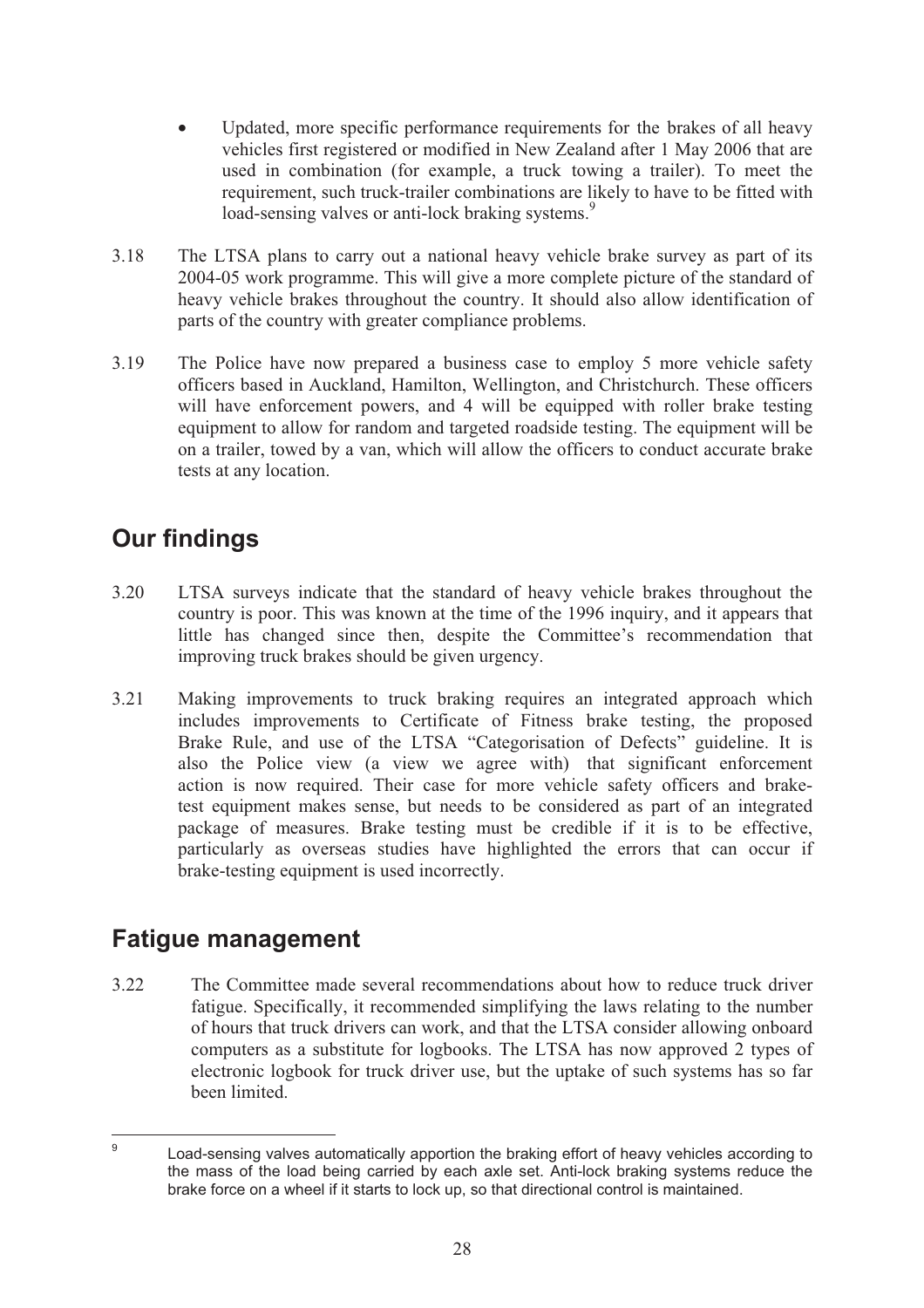- Updated, more specific performance requirements for the brakes of all heavy vehicles first registered or modified in New Zealand after 1 May 2006 that are used in combination (for example, a truck towing a trailer). To meet the requirement, such truck-trailer combinations are likely to have to be fitted with load-sensing valves or anti-lock braking systems.[9]

3.18 The LTSA plans to carry out a national heavy vehicle brake survey as part of its 2004-05 work programme. This will give a more complete picture of the standard of heavy vehicle brakes throughout the country. It should also allow identification of parts of the country with greater compliance problems.

3.19 The Police have now prepared a business case to employ 5 more vehicle safety officers based in Auckland, Hamilton, Wellington, and Christchurch. These officers will have enforcement powers, and 4 will be equipped with roller brake testing equipment to allow for random and targeted roadside testing. The equipment will be on a trailer, towed by a van, which will allow the officers to conduct accurate brake tests at any location.

## Our findings

3.20 LTSA surveys indicate that the standard of heavy vehicle brakes throughout the country is poor. This was known at the time of the 1996 inquiry, and it appears that little has changed since then, despite the Committee's recommendation that improving truck brakes should be given urgency.

3.21 Making improvements to truck braking requires an integrated approach which includes improvements to Certificate of Fitness brake testing, the proposed Brake Rule, and use of the LTSA "Categorisation of Defects" guideline. It is also the Police view (a view we agree with) that significant enforcement action is now required. Their case for more vehicle safety officers and brake-test equipment makes sense, but needs to be considered as part of an integrated package of measures. Brake testing must be credible if it is to be effective, particularly as overseas studies have highlighted the errors that can occur if brake-testing equipment is used incorrectly.

## Fatigue management

3.22 The Committee made several recommendations about how to reduce truck driver fatigue. Specifically, it recommended simplifying the laws relating to the number of hours that truck drivers can work, and that the LTSA consider allowing onboard computers as a substitute for logbooks. The LTSA has now approved 2 types of electronic logbook for truck driver use, but the uptake of such systems has so far been limited.

[9] Load-sensing valves automatically apportion the braking effort of heavy vehicles according to the mass of the load being carried by each axle set. Anti-lock braking systems reduce the brake force on a wheel if it starts to lock up, so that directional control is maintained.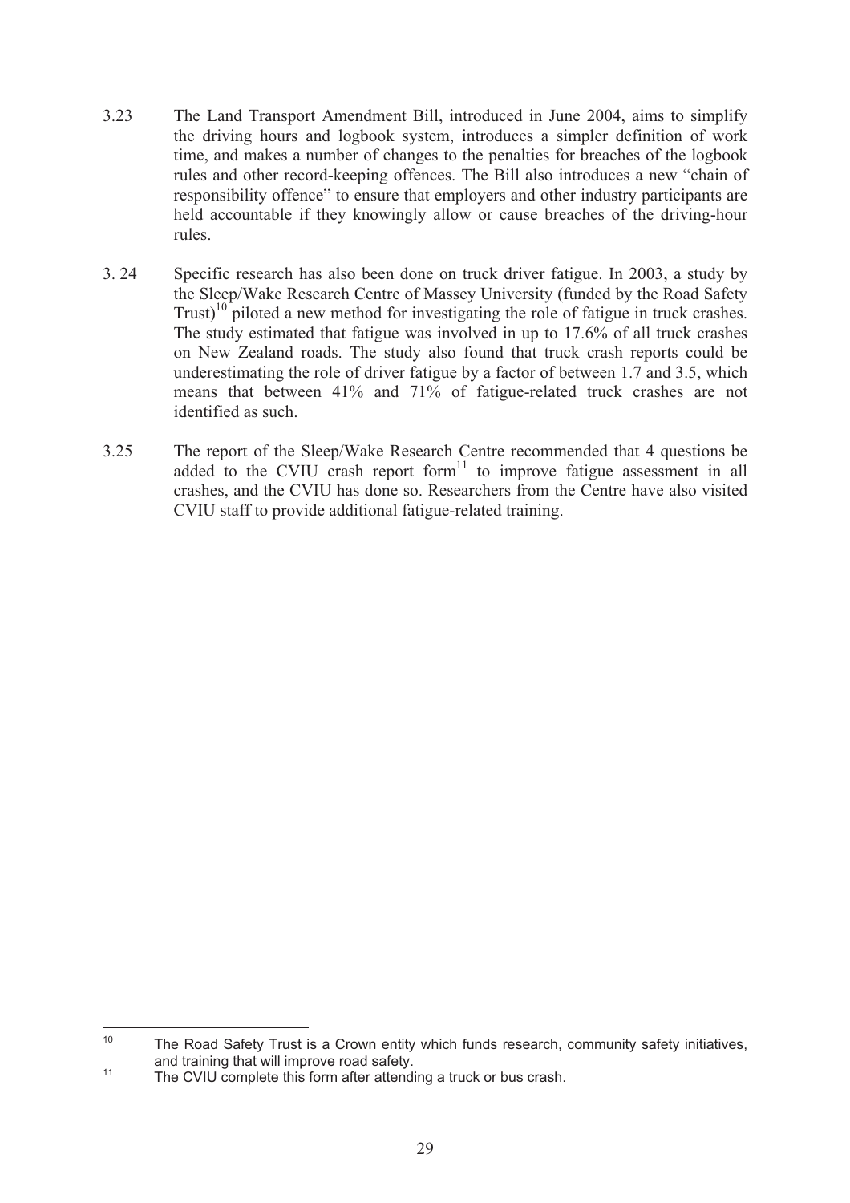3.23 The Land Transport Amendment Bill, introduced in June 2004, aims to simplify the driving hours and logbook system, introduces a simpler definition of work time, and makes a number of changes to the penalties for breaches of the logbook rules and other record-keeping offences. The Bill also introduces a new "chain of responsibility offence" to ensure that employers and other industry participants are held accountable if they knowingly allow or cause breaches of the driving-hour rules.

3. 24 Specific research has also been done on truck driver fatigue. In 2003, a study by the Sleep/Wake Research Centre of Massey University (funded by the Road Safety Trust)[10] piloted a new method for investigating the role of fatigue in truck crashes. The study estimated that fatigue was involved in up to 17.6% of all truck crashes on New Zealand roads. The study also found that truck crash reports could be underestimating the role of driver fatigue by a factor of between 1.7 and 3.5, which means that between 41% and 71% of fatigue-related truck crashes are not identified as such.

3.25 The report of the Sleep/Wake Research Centre recommended that 4 questions be added to the CVIU crash report form[11] to improve fatigue assessment in all crashes, and the CVIU has done so. Researchers from the Centre have also visited CVIU staff to provide additional fatigue-related training.

---

[10] The Road Safety Trust is a Crown entity which funds research, community safety initiatives, and training that will improve road safety.

[11] The CVIU complete this form after attending a truck or bus crash.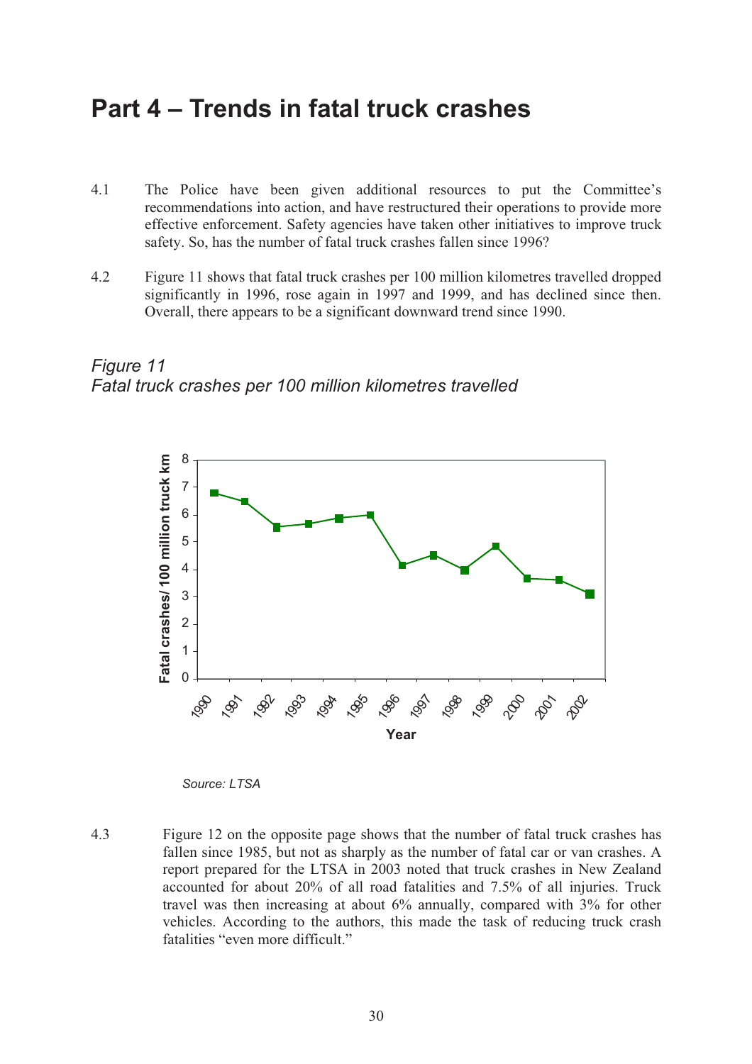# Part 4 – Trends in fatal truck crashes

4.1 The Police have been given additional resources to put the Committee's recommendations into action, and have restructured their operations to provide more effective enforcement. Safety agencies have taken other initiatives to improve truck safety. So, has the number of fatal truck crashes fallen since 1996?

4.2 Figure 11 shows that fatal truck crashes per 100 million kilometres travelled dropped significantly in 1996, rose again in 1997 and 1999, and has declined since then. Overall, there appears to be a significant downward trend since 1990.

*Figure 11*
*Fatal truck crashes per 100 million kilometres travelled*

*Source: LTSA*

4.3 Figure 12 on the opposite page shows that the number of fatal truck crashes has fallen since 1985, but not as sharply as the number of fatal car or van crashes. A report prepared for the LTSA in 2003 noted that truck crashes in New Zealand accounted for about 20% of all road fatalities and 7.5% of all injuries. Truck travel was then increasing at about 6% annually, compared with 3% for other vehicles. According to the authors, this made the task of reducing truck crash fatalities "even more difficult."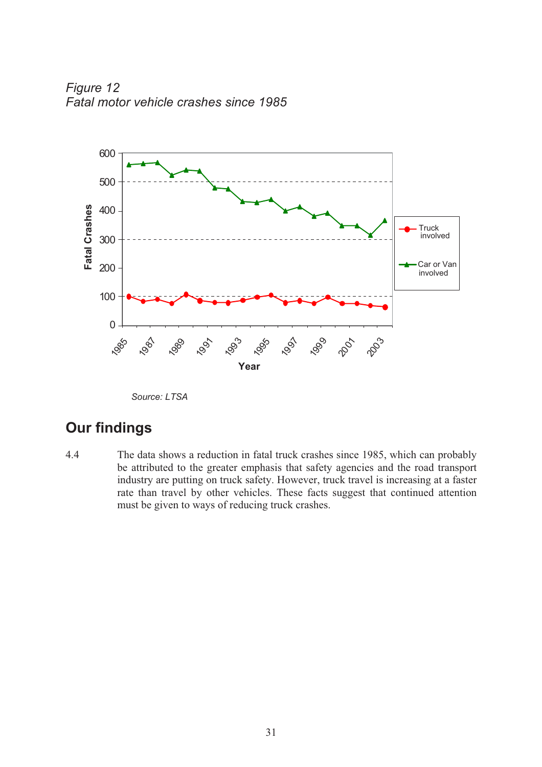*Figure 12*
*Fatal motor vehicle crashes since 1985*

*Source: LTSA*

## Our findings

4.4 The data shows a reduction in fatal truck crashes since 1985, which can probably be attributed to the greater emphasis that safety agencies and the road transport industry are putting on truck safety. However, truck travel is increasing at a faster rate than travel by other vehicles. These facts suggest that continued attention must be given to ways of reducing truck crashes.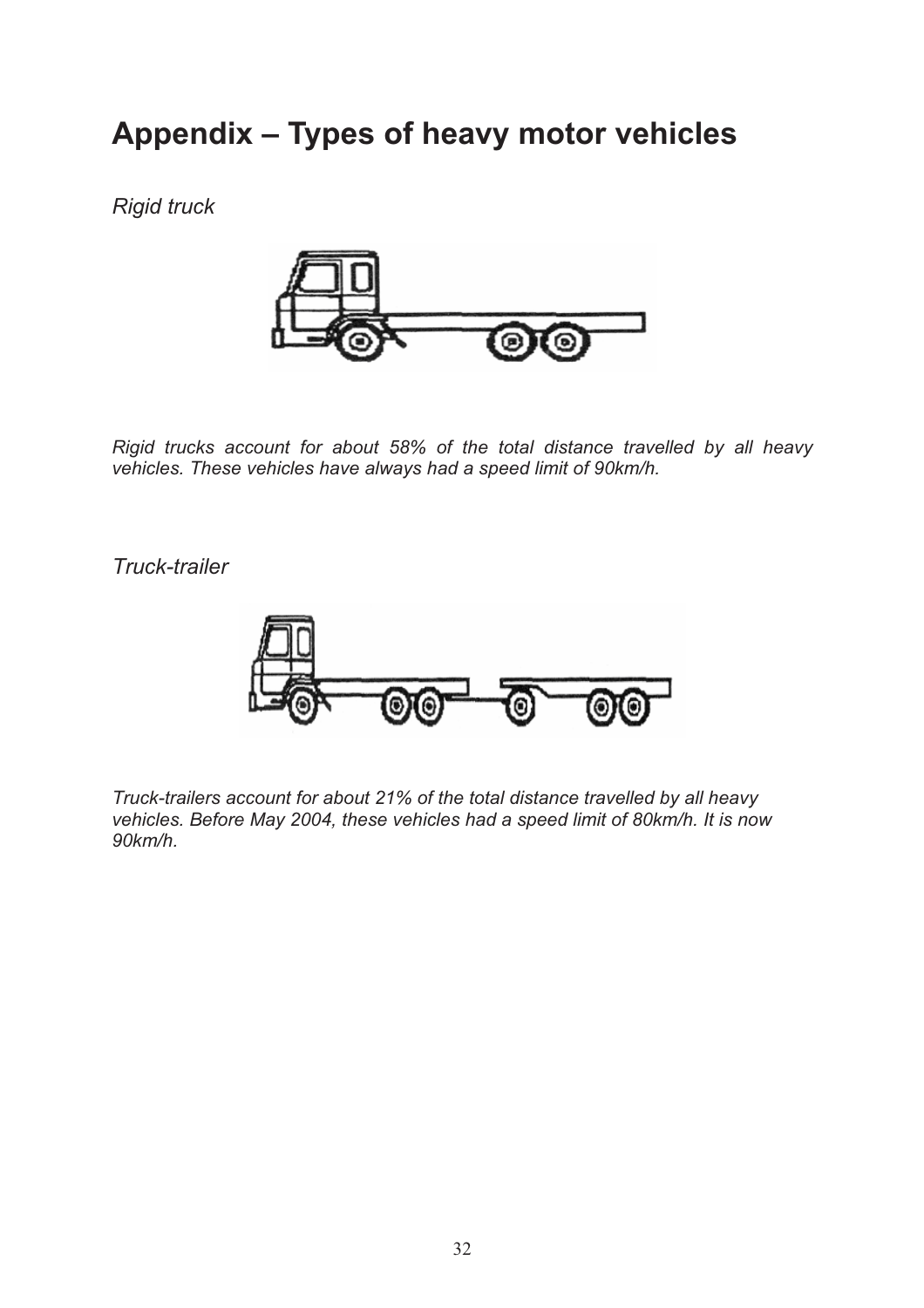# Appendix – Types of heavy motor vehicles

*Rigid truck*

*Rigid trucks account for about 58% of the total distance travelled by all heavy vehicles. These vehicles have always had a speed limit of 90km/h.*

*Truck-trailer*

*Truck-trailers account for about 21% of the total distance travelled by all heavy vehicles. Before May 2004, these vehicles had a speed limit of 80km/h. It is now 90km/h.*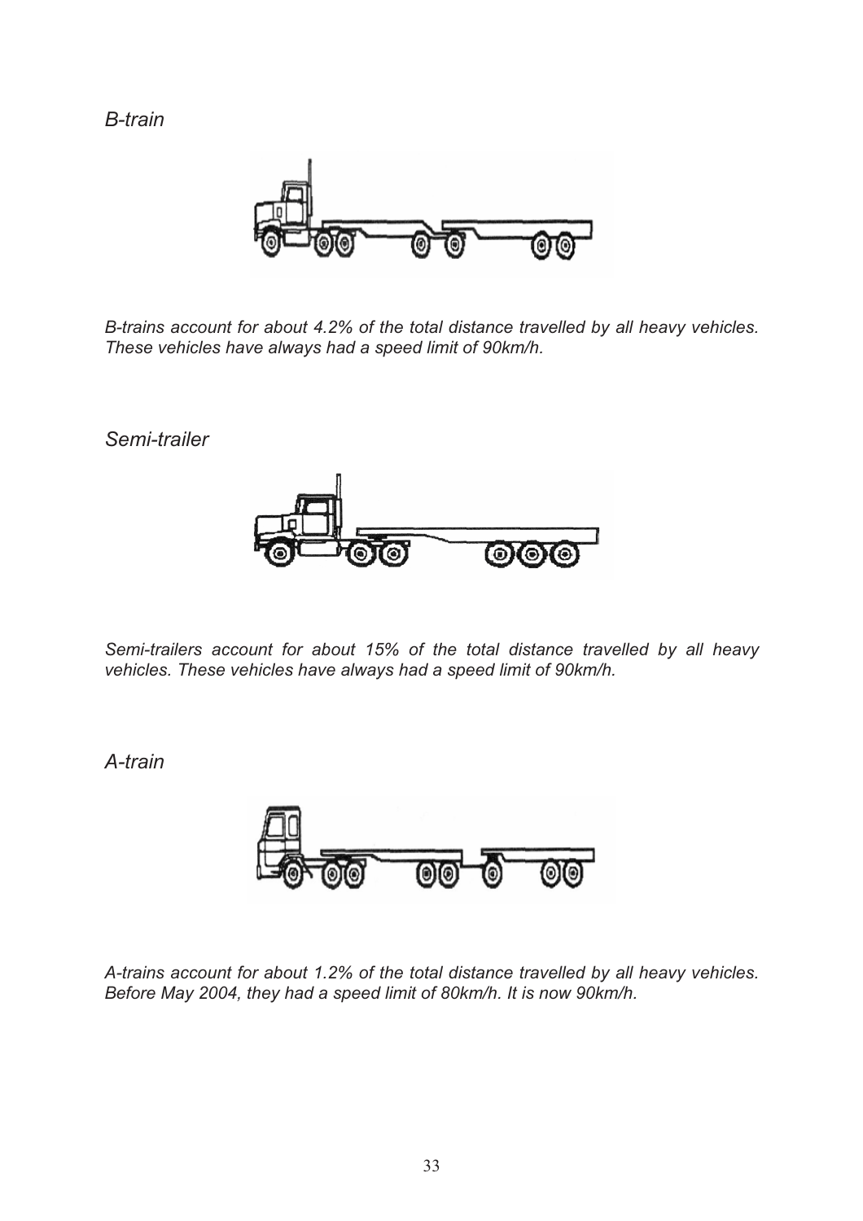*B-train*

*B-trains account for about 4.2% of the total distance travelled by all heavy vehicles. These vehicles have always had a speed limit of 90km/h.*

*Semi-trailer*

*Semi-trailers account for about 15% of the total distance travelled by all heavy vehicles. These vehicles have always had a speed limit of 90km/h.*

*A-train*

*A-trains account for about 1.2% of the total distance travelled by all heavy vehicles. Before May 2004, they had a speed limit of 80km/h. It is now 90km/h.*